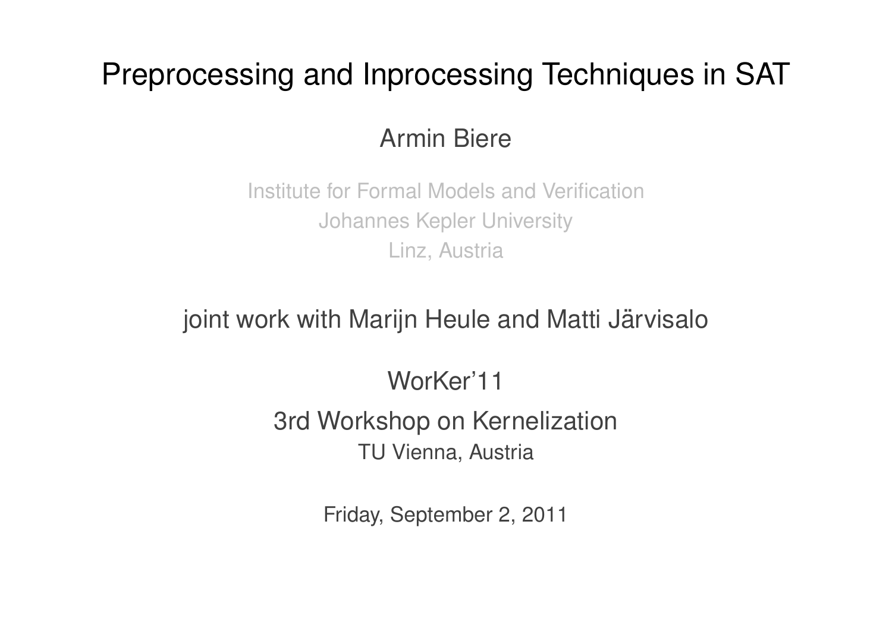# Preprocessing and Inprocessing Techniques in SAT

Armin Biere

Institute for Formal Models and Verification
Johannes Kepler University
Linz, Austria

joint work with Marijn Heule and Matti Järvisalo

WorKer'11

3rd Workshop on Kernelization
TU Vienna, Austria

Friday, September 2, 2011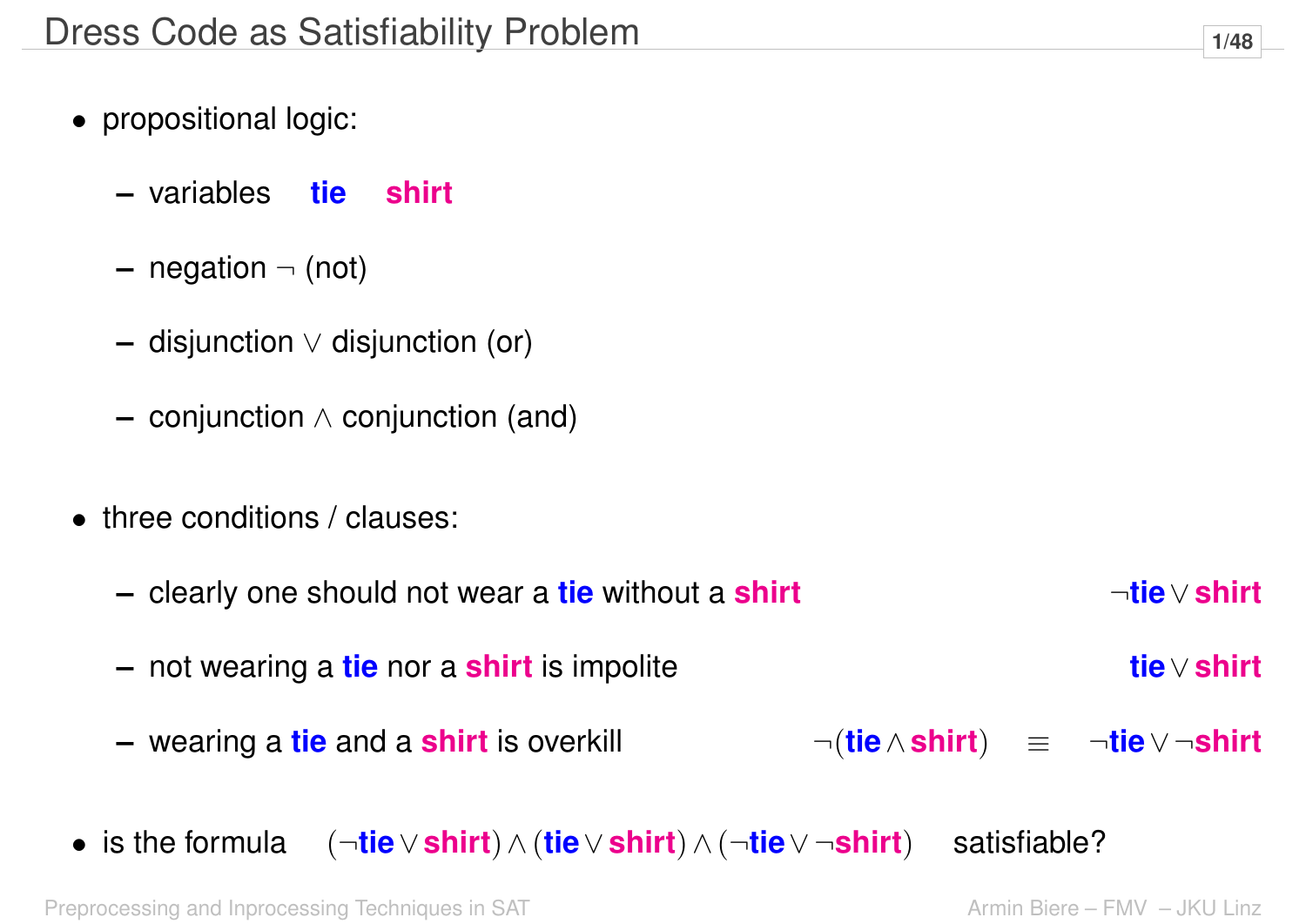# Dress Code as Satisfiability Problem

- propositional logic:
  - variables **tie** **shirt**
  - negation $\neg$ (not)
  - disjunction $\vee$ disjunction (or)
  - conjunction $\wedge$ conjunction (and)

- three conditions / clauses:
  - clearly one should not wear a **tie** without a **shirt** $\neg\textbf{tie} \vee \textbf{shirt}$
  - not wearing a **tie** nor a **shirt** is impolite $\textbf{tie} \vee \textbf{shirt}$
  - wearing a **tie** and a **shirt** is overkill $\neg(\textbf{tie} \wedge \textbf{shirt}) \quad \equiv \quad \neg\textbf{tie} \vee \neg\textbf{shirt}$

- is the formula $(\neg\textbf{tie} \vee \textbf{shirt}) \wedge (\textbf{tie} \vee \textbf{shirt}) \wedge (\neg\textbf{tie} \vee \neg\textbf{shirt})$ satisfiable?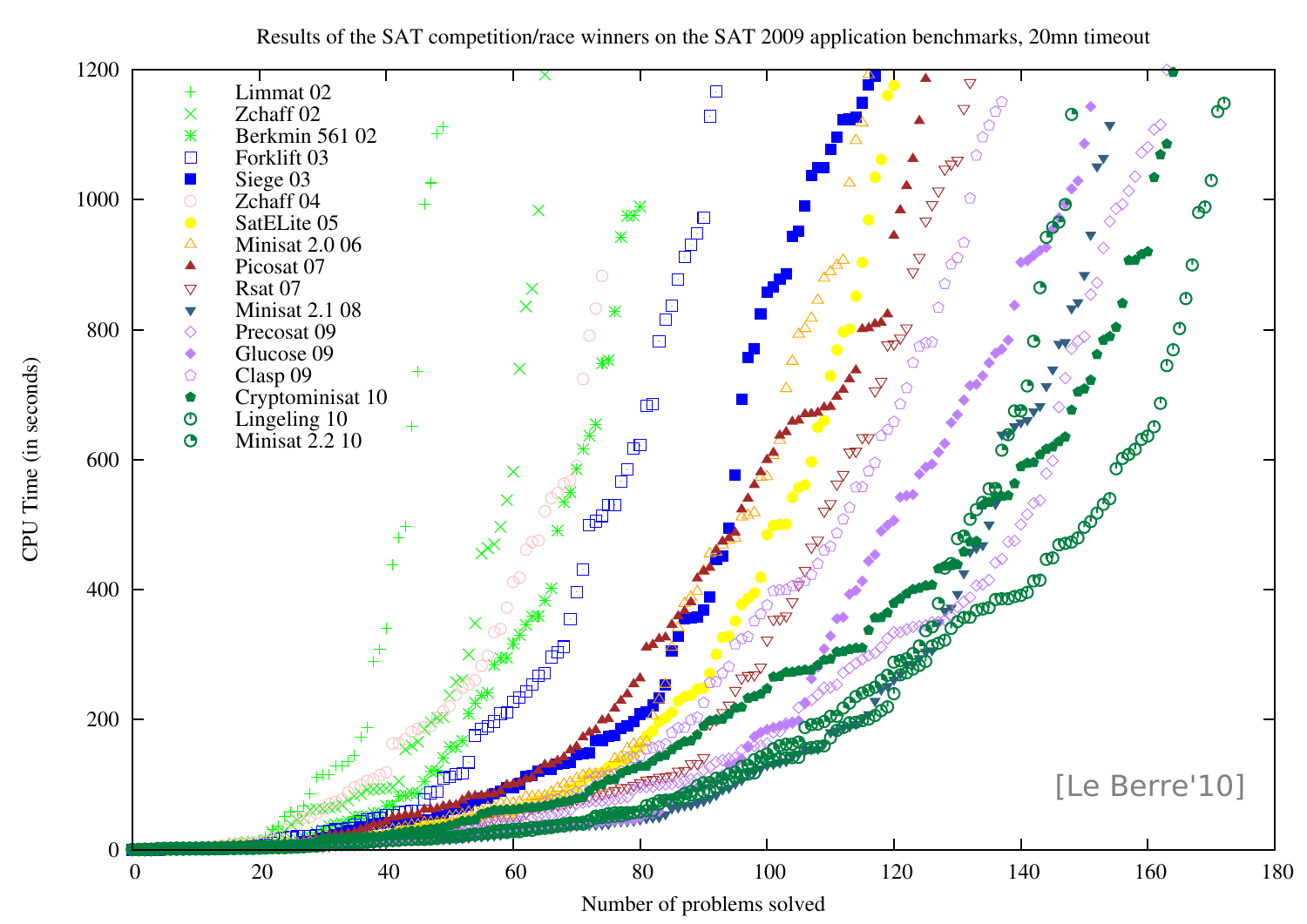Results of the SAT competition/race winners on the SAT 2009 application benchmarks, 20mn timeout

- Limmat 02
- Zchaff 02
- Berkmin 561 02
- Forklift 03
- Siege 03
- Zchaff 04
- SatELite 05
- Minisat 2.0 06
- Picosat 07
- Rsat 07
- Minisat 2.1 08
- Precosat 09
- Glucose 09
- Clasp 09
- Cryptominisat 10
- Lingeling 10
- Minisat 2.2 10

CPU Time (in seconds)

Number of problems solved

[Le Berre'10]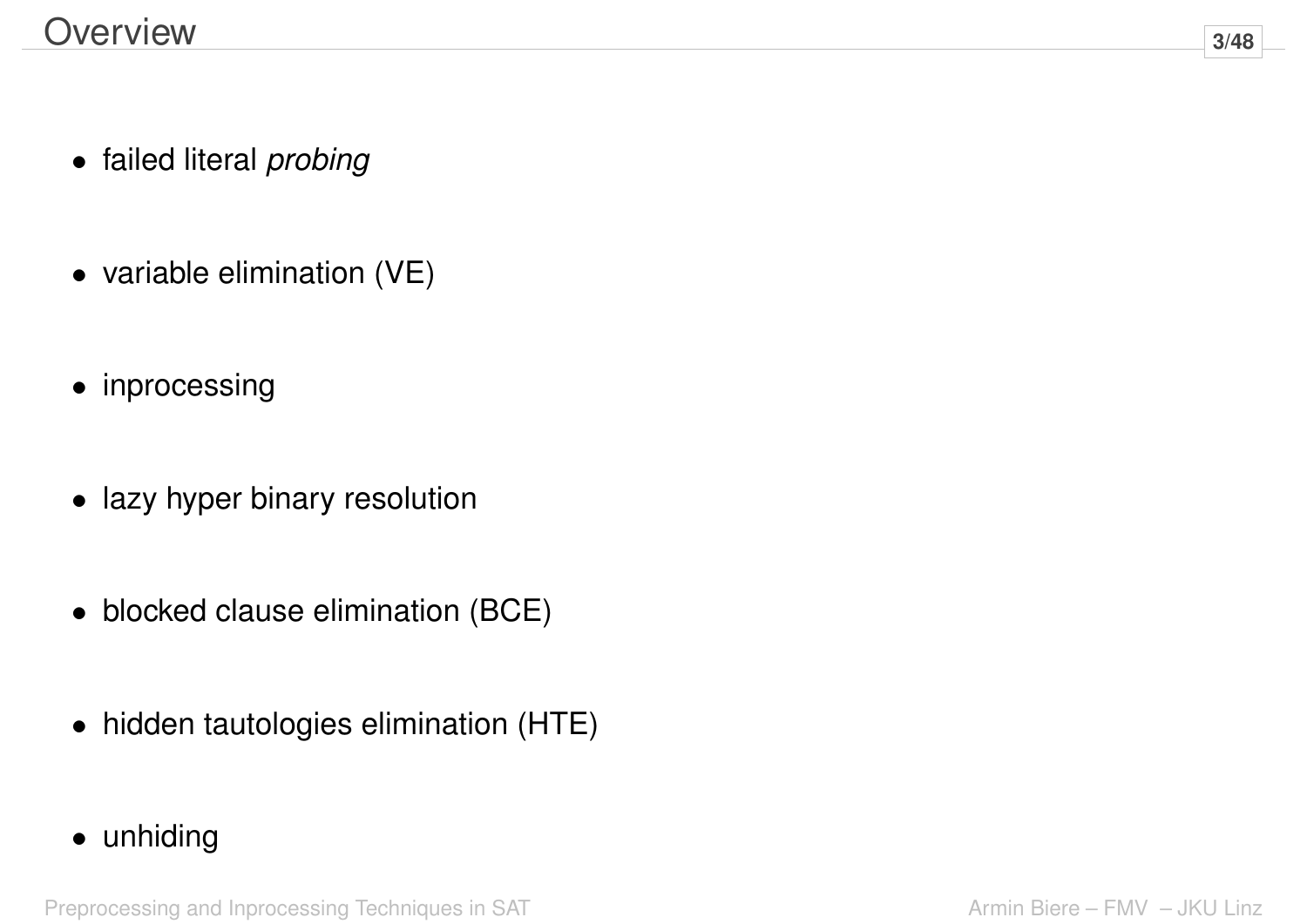# Overview

- failed literal *probing*
- variable elimination (VE)
- inprocessing
- lazy hyper binary resolution
- blocked clause elimination (BCE)
- hidden tautologies elimination (HTE)
- unhiding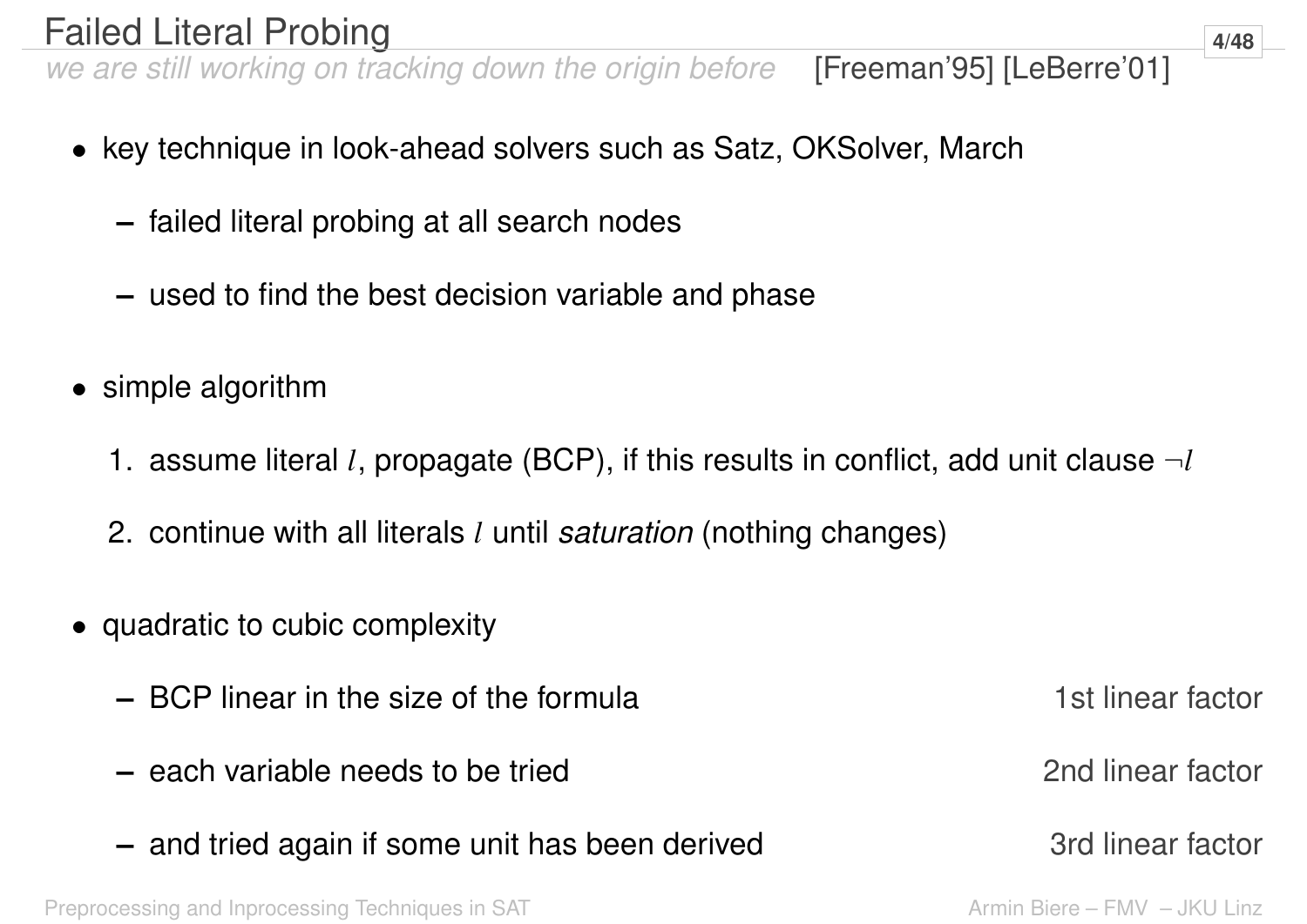# Failed Literal Probing

*we are still working on tracking down the origin before* [Freeman'95] [LeBerre'01]

- key technique in look-ahead solvers such as Satz, OKSolver, March
  - failed literal probing at all search nodes
  - used to find the best decision variable and phase
- simple algorithm
  1. assume literal $l$, propagate (BCP), if this results in conflict, add unit clause $\neg l$
  2. continue with all literals $l$ until *saturation* (nothing changes)
- quadratic to cubic complexity
  - BCP linear in the size of the formula — 1st linear factor
  - each variable needs to be tried — 2nd linear factor
  - and tried again if some unit has been derived — 3rd linear factor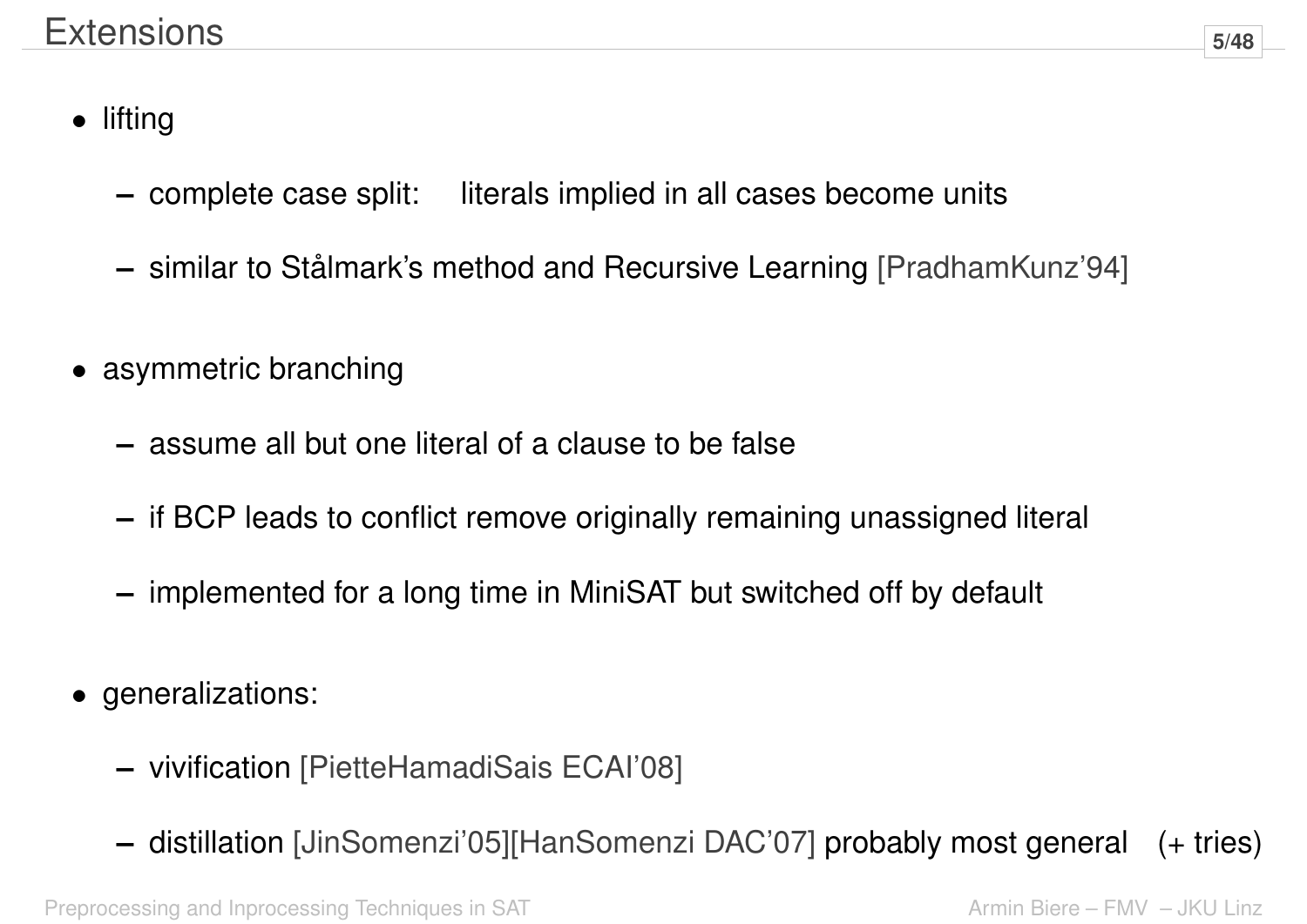# Extensions

- lifting
  - complete case split: literals implied in all cases become units
  - similar to Stålmark's method and Recursive Learning [PradhamKunz'94]
- asymmetric branching
  - assume all but one literal of a clause to be false
  - if BCP leads to conflict remove originally remaining unassigned literal
  - implemented for a long time in MiniSAT but switched off by default
- generalizations:
  - vivification [PietteHamadiSais ECAI'08]
  - distillation [JinSomenzi'05][HanSomenzi DAC'07] probably most general (+ tries)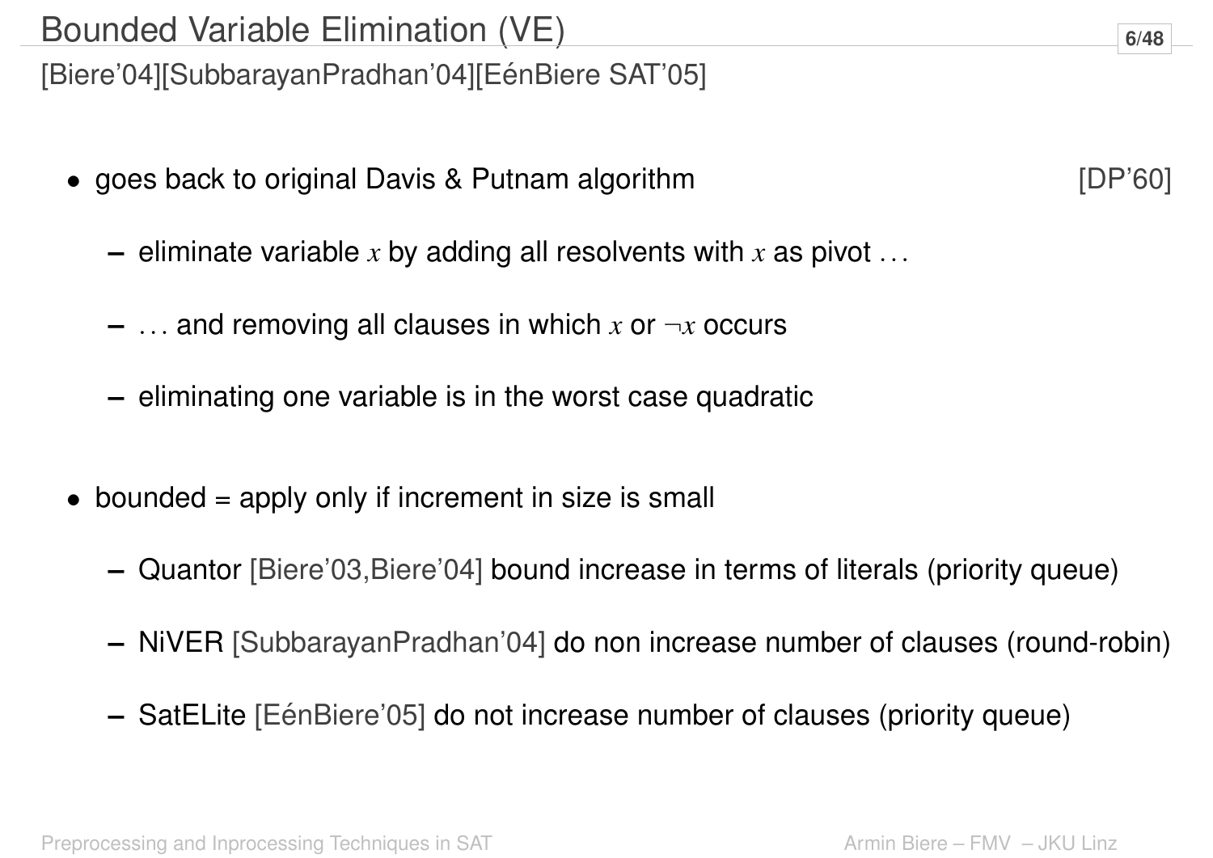# Bounded Variable Elimination (VE)

[Biere'04][SubbarayanPradhan'04][EénBiere SAT'05]

- goes back to original Davis & Putnam algorithm [DP'60]
  - eliminate variable $x$ by adding all resolvents with $x$ as pivot ...
  - ... and removing all clauses in which $x$ or $\neg x$ occurs
  - eliminating one variable is in the worst case quadratic

- bounded = apply only if increment in size is small
  - Quantor [Biere'03,Biere'04] bound increase in terms of literals (priority queue)
  - NiVER [SubbarayanPradhan'04] do non increase number of clauses (round-robin)
  - SatELite [EénBiere'05] do not increase number of clauses (priority queue)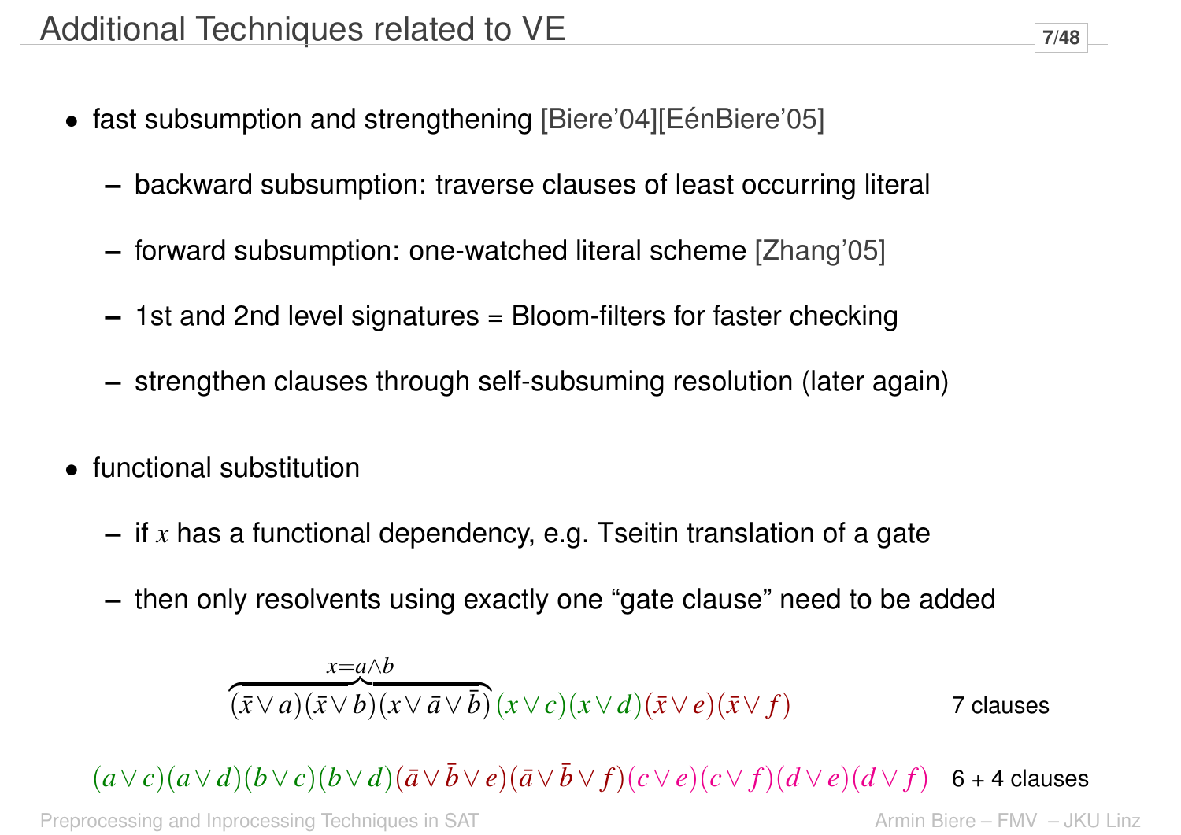# Additional Techniques related to VE

- fast subsumption and strengthening [Biere'04][EénBiere'05]
  - backward subsumption: traverse clauses of least occurring literal
  - forward subsumption: one-watched literal scheme [Zhang'05]
  - 1st and 2nd level signatures = Bloom-filters for faster checking
  - strengthen clauses through self-subsuming resolution (later again)

- functional substitution
  - if $x$ has a functional dependency, e.g. Tseitin translation of a gate
  - then only resolvents using exactly one "gate clause" need to be added

$$\overbrace{(\bar{x} \vee a)(\bar{x} \vee b)(x \vee \bar{a} \vee \bar{b})}^{x = a \wedge b}(x \vee c)(x \vee d)(\bar{x} \vee e)(\bar{x} \vee f) \qquad \text{7 clauses}$$

$$(a \vee c)(a \vee d)(b \vee c)(b \vee d)(\bar{a} \vee \bar{b} \vee e)(\bar{a} \vee \bar{b} \vee f)\cancel{(c \vee e)(c \vee f)(d \vee e)(d \vee f)} \qquad \text{6 + 4 clauses}$$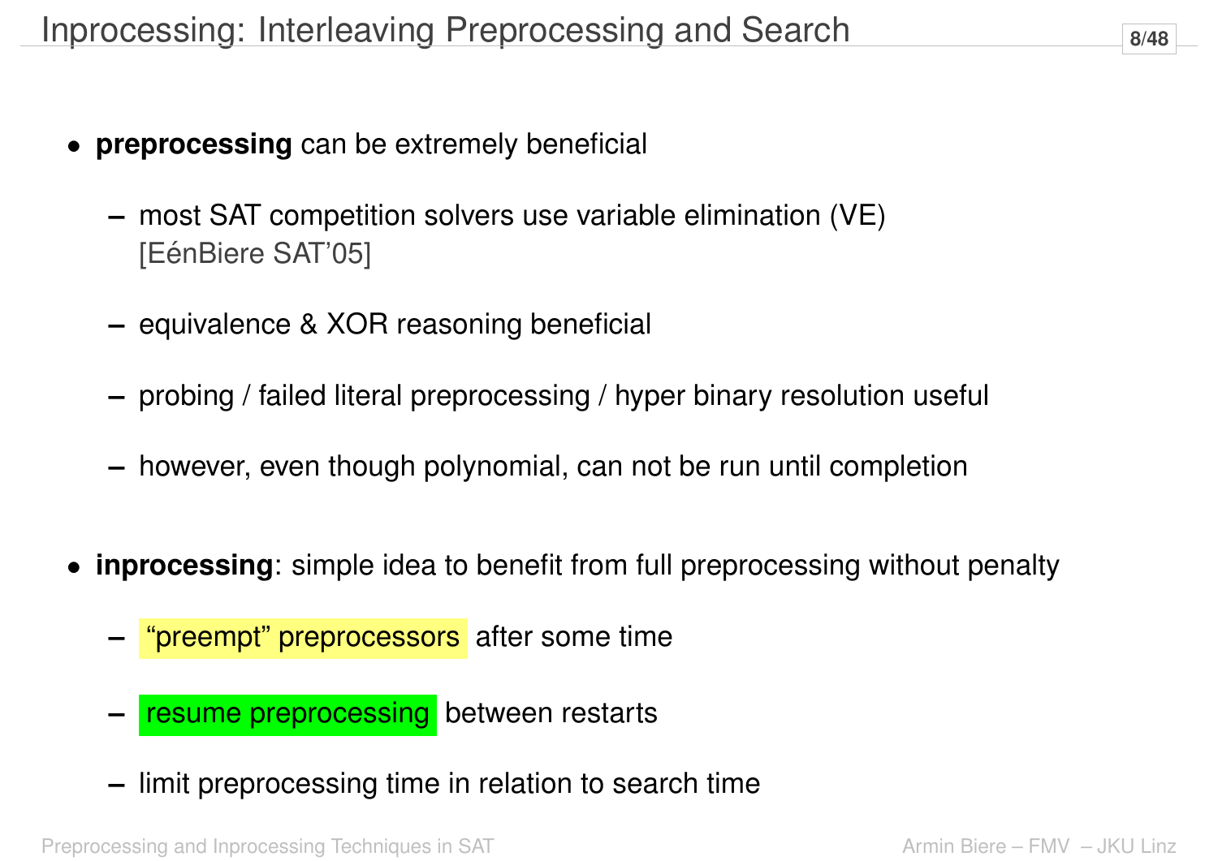# Inprocessing: Interleaving Preprocessing and Search

- **preprocessing** can be extremely beneficial
  - most SAT competition solvers use variable elimination (VE) [EénBiere SAT'05]
  - equivalence & XOR reasoning beneficial
  - probing / failed literal preprocessing / hyper binary resolution useful
  - however, even though polynomial, can not be run until completion
- **inprocessing**: simple idea to benefit from full preprocessing without penalty
  - "preempt" preprocessors after some time
  - resume preprocessing between restarts
  - limit preprocessing time in relation to search time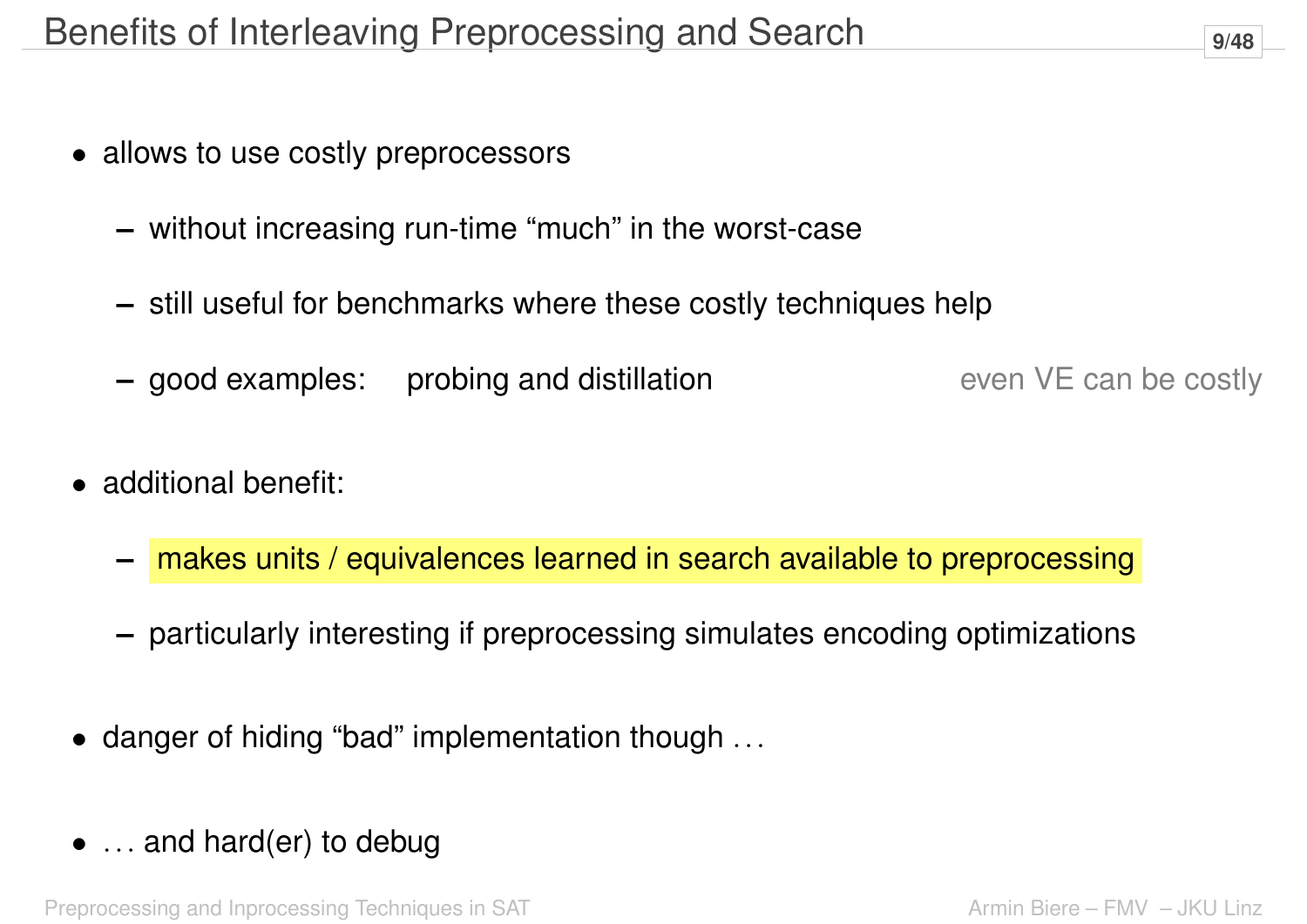# Benefits of Interleaving Preprocessing and Search

- allows to use costly preprocessors
  - without increasing run-time "much" in the worst-case
  - still useful for benchmarks where these costly techniques help
  - good examples: probing and distillation — even VE can be costly

- additional benefit:
  - makes units / equivalences learned in search available to preprocessing
  - particularly interesting if preprocessing simulates encoding optimizations

- danger of hiding "bad" implementation though ...

- ... and hard(er) to debug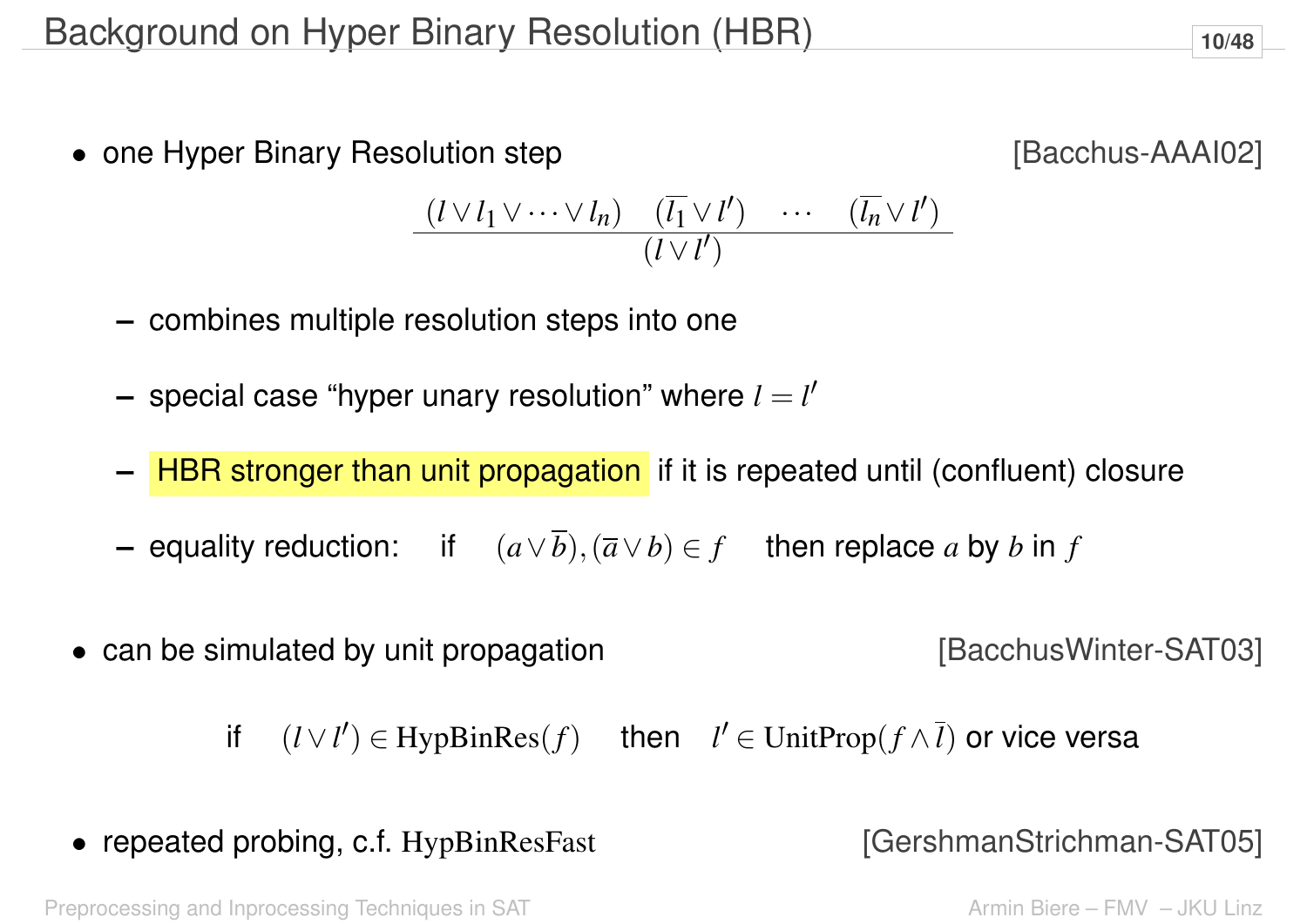# Background on Hyper Binary Resolution (HBR)

- one Hyper Binary Resolution step [Bacchus-AAAI02]

$$\frac{(l \vee l_1 \vee \dots \vee l_n) \quad (\overline{l_1} \vee l') \quad \cdots \quad (\overline{l_n} \vee l')}{(l \vee l')}$$

  - combines multiple resolution steps into one
  - special case "hyper unary resolution" where $l = l'$
  - HBR stronger than unit propagation if it is repeated until (confluent) closure
  - equality reduction: if $(a \vee \overline{b}), (\overline{a} \vee b) \in f$ then replace $a$ by $b$ in $f$

- can be simulated by unit propagation [BacchusWinter-SAT03]

$$\text{if} \quad (l \vee l') \in \text{HypBinRes}(f) \quad \text{then} \quad l' \in \text{UnitProp}(f \wedge \overline{l}) \text{ or vice versa}$$

- repeated probing, c.f. HypBinResFast [GershmanStrichman-SAT05]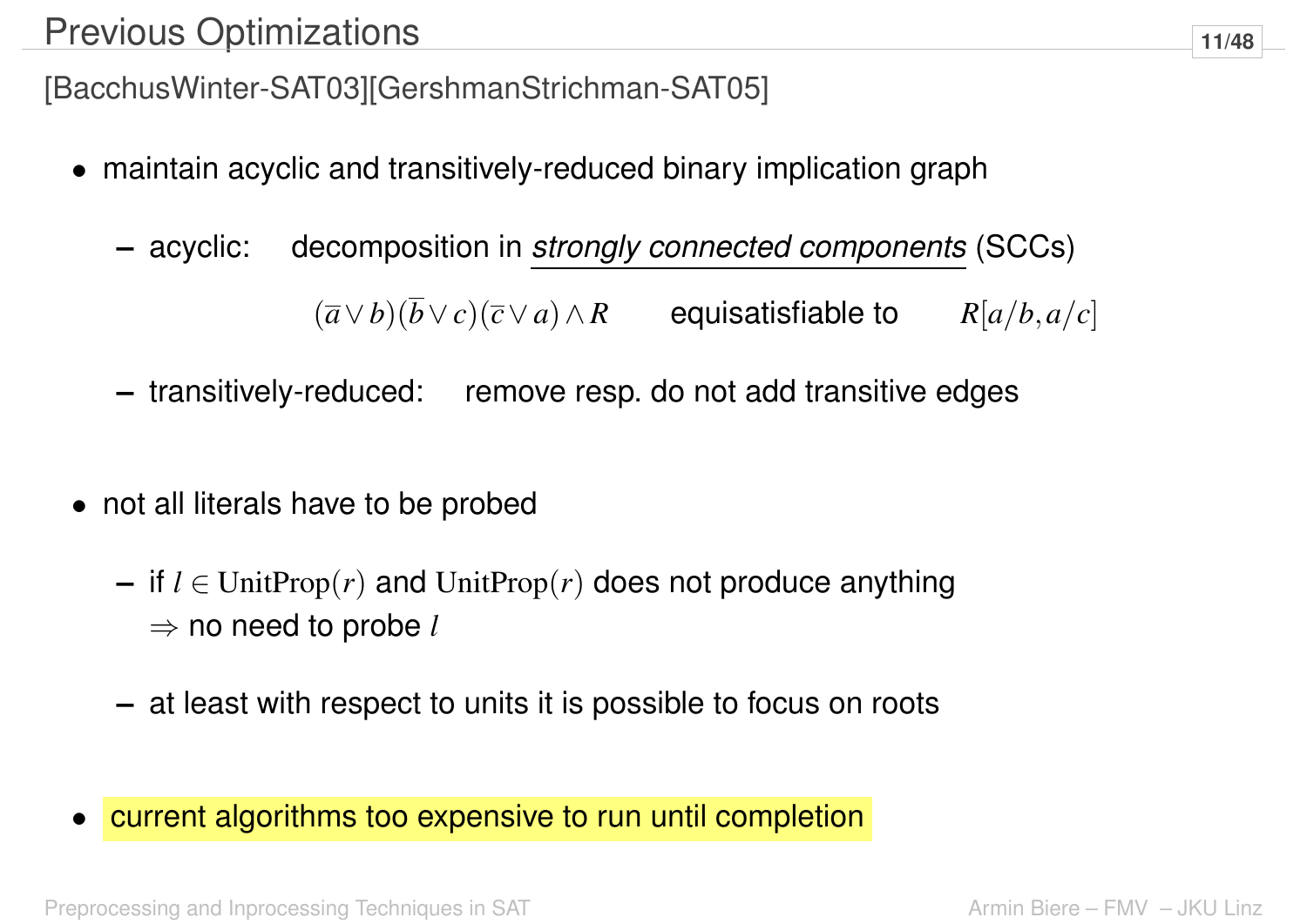# Previous Optimizations

[BacchusWinter-SAT03][GershmanStrichman-SAT05]

- maintain acyclic and transitively-reduced binary implication graph
  - acyclic: decomposition in ***strongly connected components*** (SCCs)

    $$(\overline{a} \vee b)(\overline{b} \vee c)(\overline{c} \vee a) \wedge R \qquad \text{equisatisfiable to} \qquad R[a/b, a/c]$$

  - transitively-reduced: remove resp. do not add transitive edges

- not all literals have to be probed
  - if $l \in \text{UnitProp}(r)$ and $\text{UnitProp}(r)$ does not produce anything
    $\Rightarrow$ no need to probe $l$
  - at least with respect to units it is possible to focus on roots

- current algorithms too expensive to run until completion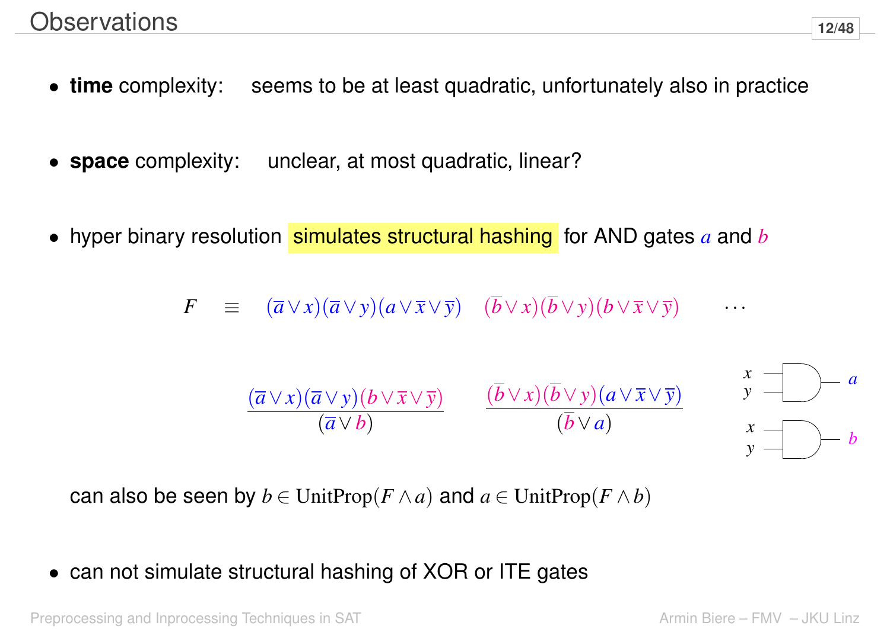# Observations

- **time** complexity: seems to be at least quadratic, unfortunately also in practice

- **space** complexity: unclear, at most quadratic, linear?

- hyper binary resolution simulates structural hashing for AND gates $a$ and $b$

$$F \equiv (\overline{a} \vee x)(\overline{a} \vee y)(a \vee \overline{x} \vee \overline{y}) \quad (\overline{b} \vee x)(\overline{b} \vee y)(b \vee \overline{x} \vee \overline{y}) \quad \cdots$$

$$\frac{(\overline{a} \vee x)(\overline{a} \vee y)(b \vee \overline{x} \vee \overline{y})}{(\overline{a} \vee b)} \qquad \frac{(\overline{b} \vee x)(\overline{b} \vee y)(a \vee \overline{x} \vee \overline{y})}{(\overline{b} \vee a)}$$

can also be seen by $b \in \text{UnitProp}(F \wedge a)$ and $a \in \text{UnitProp}(F \wedge b)$

- can not simulate structural hashing of XOR or ITE gates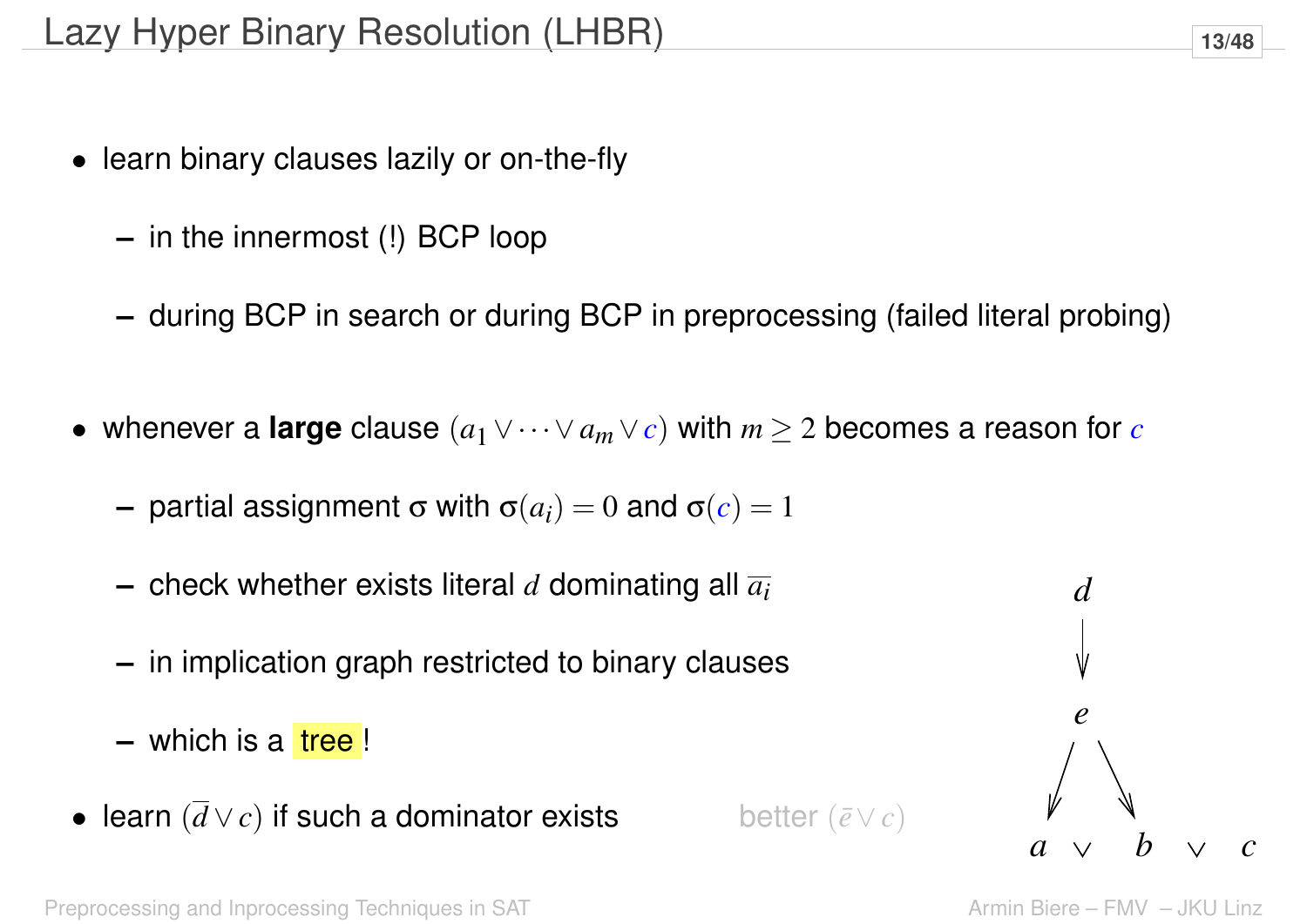# Lazy Hyper Binary Resolution (LHBR)

- learn binary clauses lazily or on-the-fly
  - in the innermost (!) BCP loop
  - during BCP in search or during BCP in preprocessing (failed literal probing)
- whenever a **large** clause $(a_1 \vee \cdots \vee a_m \vee c)$ with $m \geq 2$ becomes a reason for $c$
  - partial assignment $\sigma$ with $\sigma(a_i) = 0$ and $\sigma(c) = 1$
  - check whether exists literal $d$ dominating all $\overline{a_i}$
  - in implication graph restricted to binary clauses
  - which is a tree !
- learn $(\overline{d} \vee c)$ if such a dominator exists better $(\bar{e} \vee c)$

$d$

$e$

$a \vee b \vee c$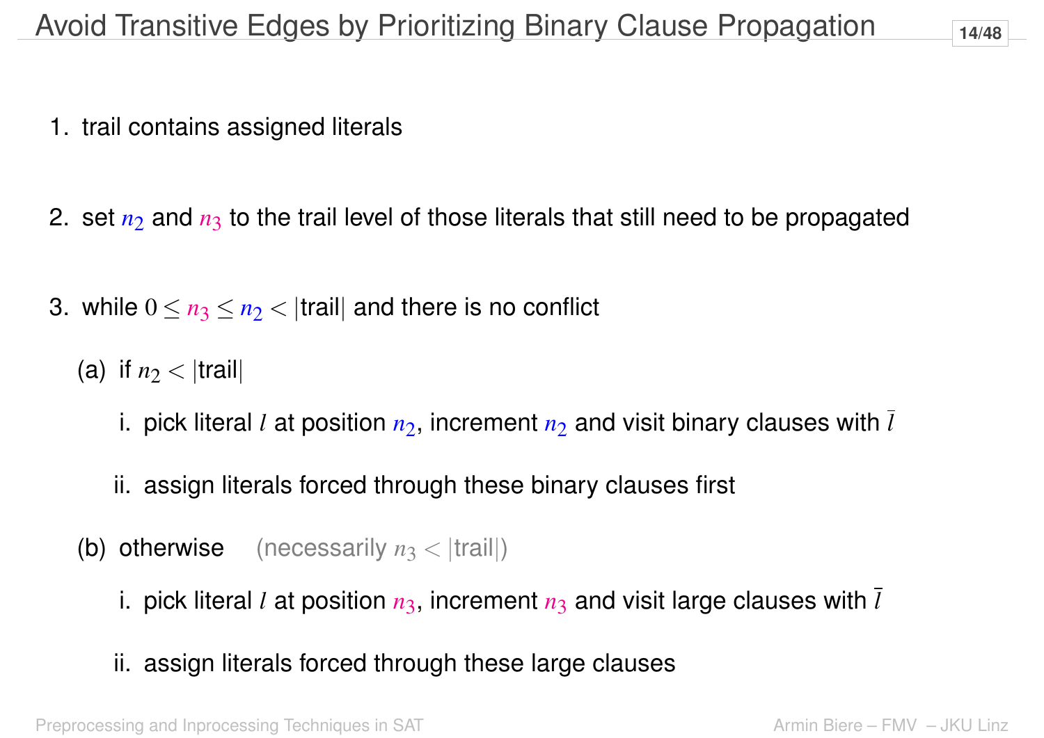# Avoid Transitive Edges by Prioritizing Binary Clause Propagation

1. trail contains assigned literals
2. set $n_2$ and $n_3$ to the trail level of those literals that still need to be propagated
3. while $0 \leq n_3 \leq n_2 < |\text{trail}|$ and there is no conflict
   - (a) if $n_2 < |\text{trail}|$
     - i. pick literal $l$ at position $n_2$, increment $n_2$ and visit binary clauses with $\bar{l}$
     - ii. assign literals forced through these binary clauses first
   - (b) otherwise (necessarily $n_3 < |\text{trail}|$)
     - i. pick literal $l$ at position $n_3$, increment $n_3$ and visit large clauses with $\bar{l}$
     - ii. assign literals forced through these large clauses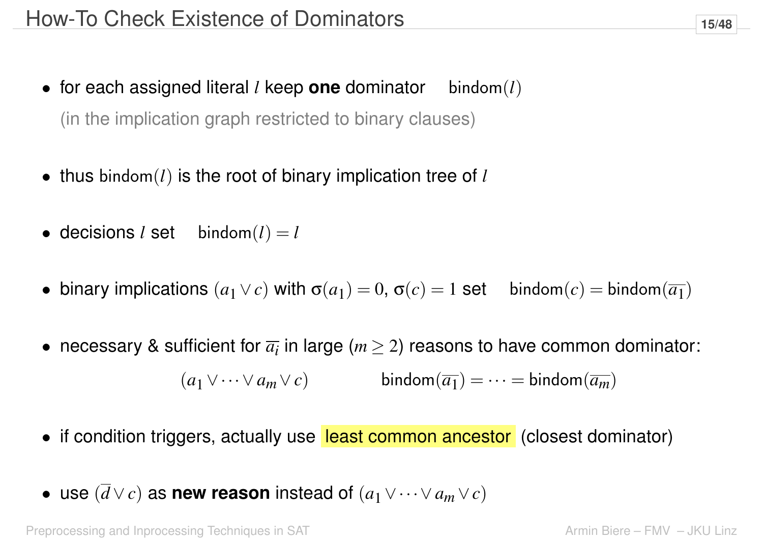# How-To Check Existence of Dominators

- for each assigned literal $l$ keep **one** dominator $\text{bindom}(l)$

  (in the implication graph restricted to binary clauses)

- thus $\text{bindom}(l)$ is the root of binary implication tree of $l$

- decisions $l$ set $\text{bindom}(l) = l$

- binary implications $(a_1 \vee c)$ with $\sigma(a_1) = 0$, $\sigma(c) = 1$ set $\text{bindom}(c) = \text{bindom}(\overline{a_1})$

- necessary & sufficient for $\overline{a_i}$ in large ($m \geq 2$) reasons to have common dominator:

$$(a_1 \vee \cdots \vee a_m \vee c) \qquad\qquad \text{bindom}(\overline{a_1}) = \cdots = \text{bindom}(\overline{a_m})$$

- if condition triggers, actually use least common ancestor (closest dominator)

- use $(\overline{d} \vee c)$ as **new reason** instead of $(a_1 \vee \cdots \vee a_m \vee c)$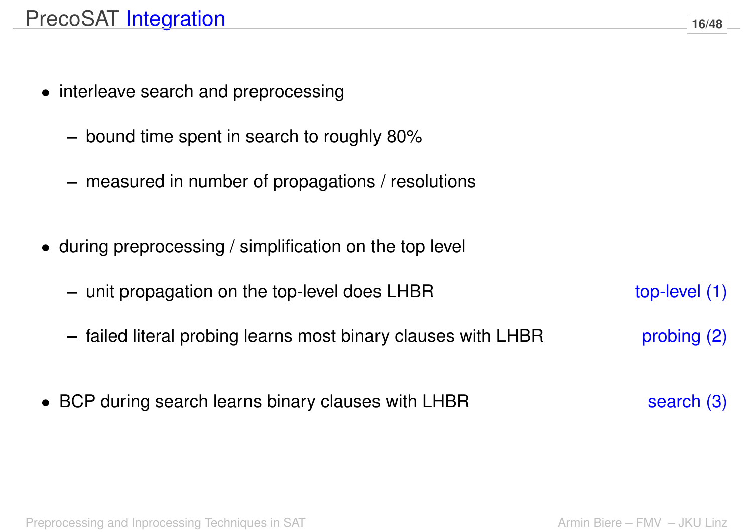# PrecoSAT Integration

- interleave search and preprocessing
  - bound time spent in search to roughly 80%
  - measured in number of propagations / resolutions
- during preprocessing / simplification on the top level
  - unit propagation on the top-level does LHBR — top-level (1)
  - failed literal probing learns most binary clauses with LHBR — probing (2)
- BCP during search learns binary clauses with LHBR — search (3)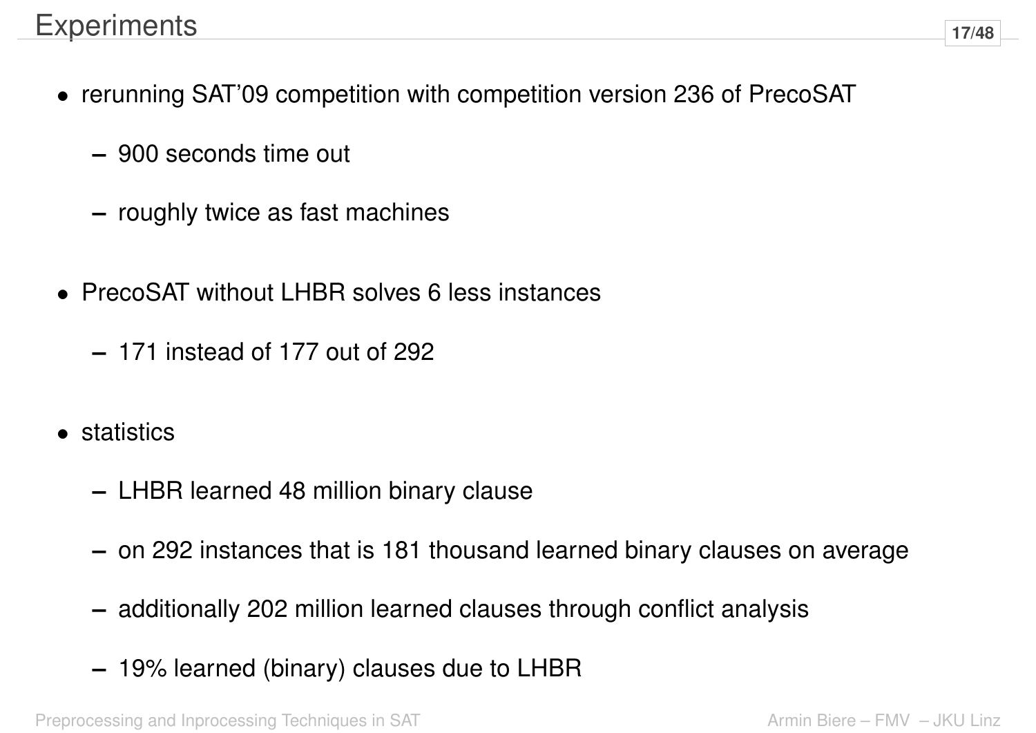# Experiments

- rerunning SAT'09 competition with competition version 236 of PrecoSAT
  - 900 seconds time out
  - roughly twice as fast machines
- PrecoSAT without LHBR solves 6 less instances
  - 171 instead of 177 out of 292
- statistics
  - LHBR learned 48 million binary clause
  - on 292 instances that is 181 thousand learned binary clauses on average
  - additionally 202 million learned clauses through conflict analysis
  - 19% learned (binary) clauses due to LHBR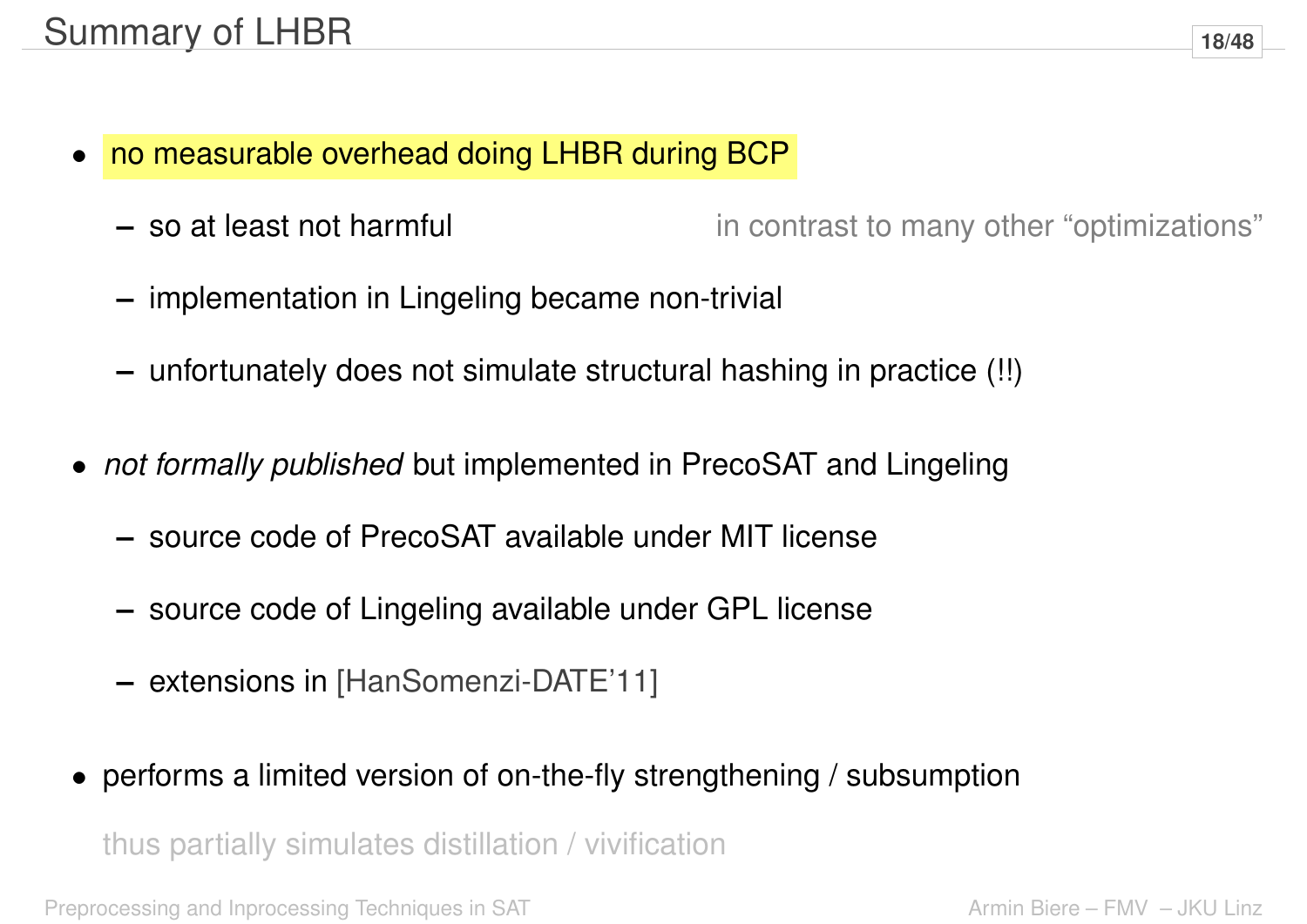# Summary of LHBR

- no measurable overhead doing LHBR during BCP
  - so at least not harmful — in contrast to many other "optimizations"
  - implementation in Lingeling became non-trivial
  - unfortunately does not simulate structural hashing in practice (!!)
- *not formally published* but implemented in PrecoSAT and Lingeling
  - source code of PrecoSAT available under MIT license
  - source code of Lingeling available under GPL license
  - extensions in [HanSomenzi-DATE'11]
- performs a limited version of on-the-fly strengthening / subsumption

  thus partially simulates distillation / vivification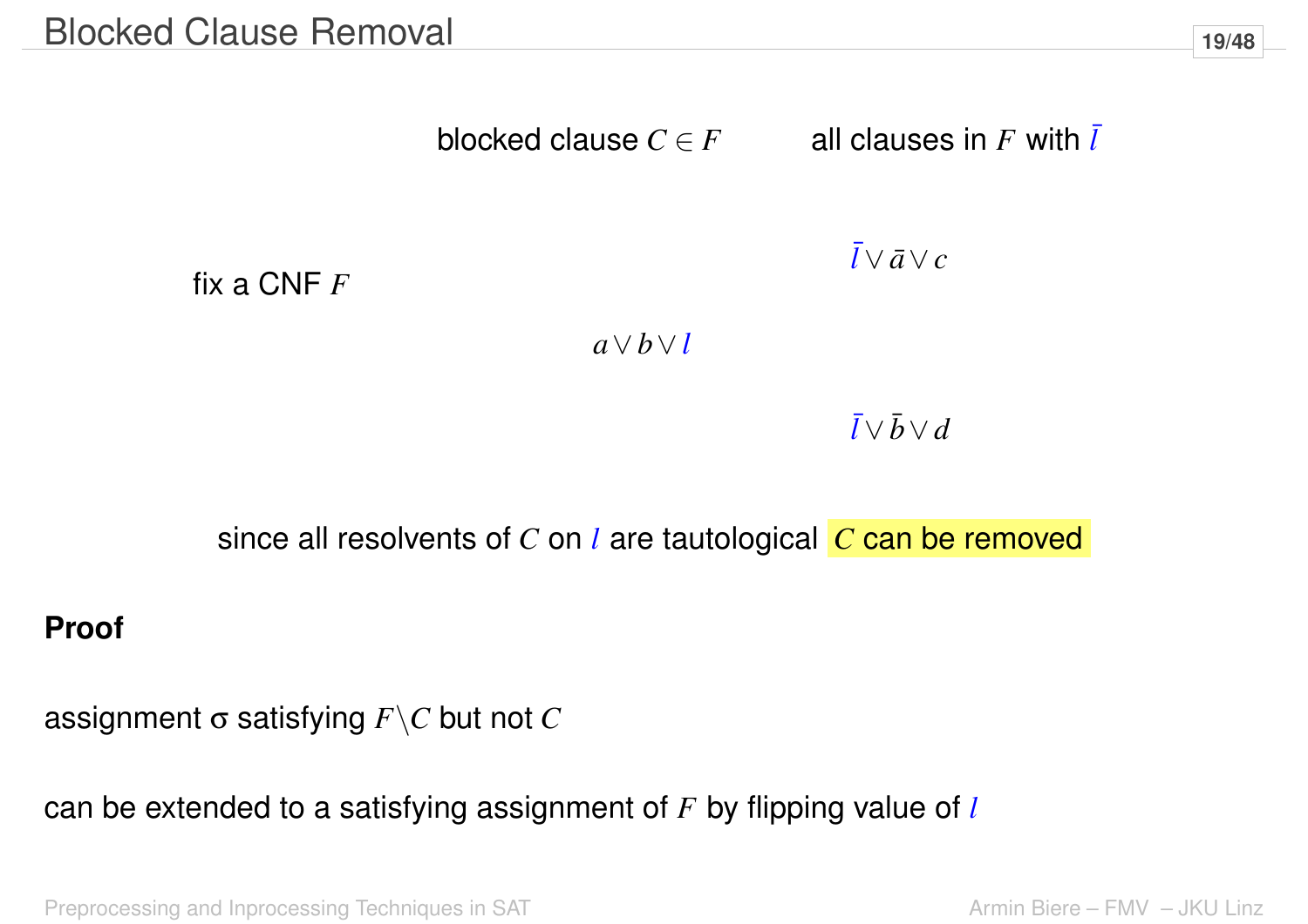# Blocked Clause Removal

blocked clause $C \in F$ — all clauses in $F$ with $\bar{l}$

fix a CNF $F$

$$a \vee b \vee l$$

$$\bar{l} \vee \bar{a} \vee c$$

$$\bar{l} \vee \bar{b} \vee d$$

since all resolvents of $C$ on $l$ are tautological **$C$ can be removed**

**Proof**

assignment σ satisfying $F \backslash C$ but not $C$

can be extended to a satisfying assignment of $F$ by flipping value of $l$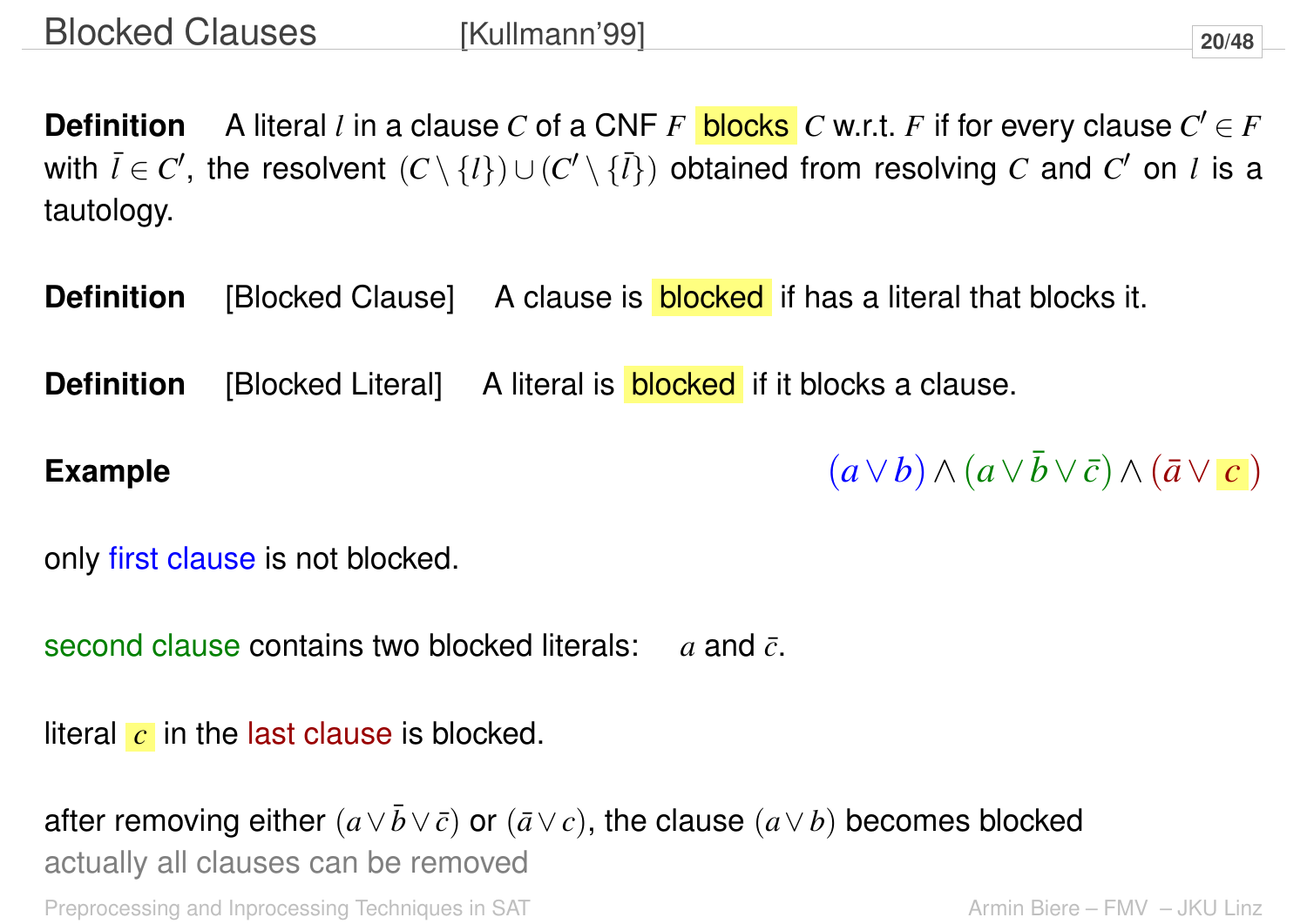# Blocked Clauses [Kullmann'99]

**Definition** A literal $l$ in a clause $C$ of a CNF $F$ **blocks** $C$ w.r.t. $F$ if for every clause $C' \in F$ with $\bar{l} \in C'$, the resolvent $(C \setminus \{l\}) \cup (C' \setminus \{\bar{l}\})$ obtained from resolving $C$ and $C'$ on $l$ is a tautology.

**Definition** [Blocked Clause] A clause is **blocked** if has a literal that blocks it.

**Definition** [Blocked Literal] A literal is **blocked** if it blocks a clause.

**Example** $(a \vee b) \wedge (a \vee \bar{b} \vee \bar{c}) \wedge (\bar{a} \vee c)$

only first clause is not blocked.

second clause contains two blocked literals: $a$ and $\bar{c}$.

literal $c$ in the last clause is blocked.

after removing either $(a \vee \bar{b} \vee \bar{c})$ or $(\bar{a} \vee c)$, the clause $(a \vee b)$ becomes blocked
actually all clauses can be removed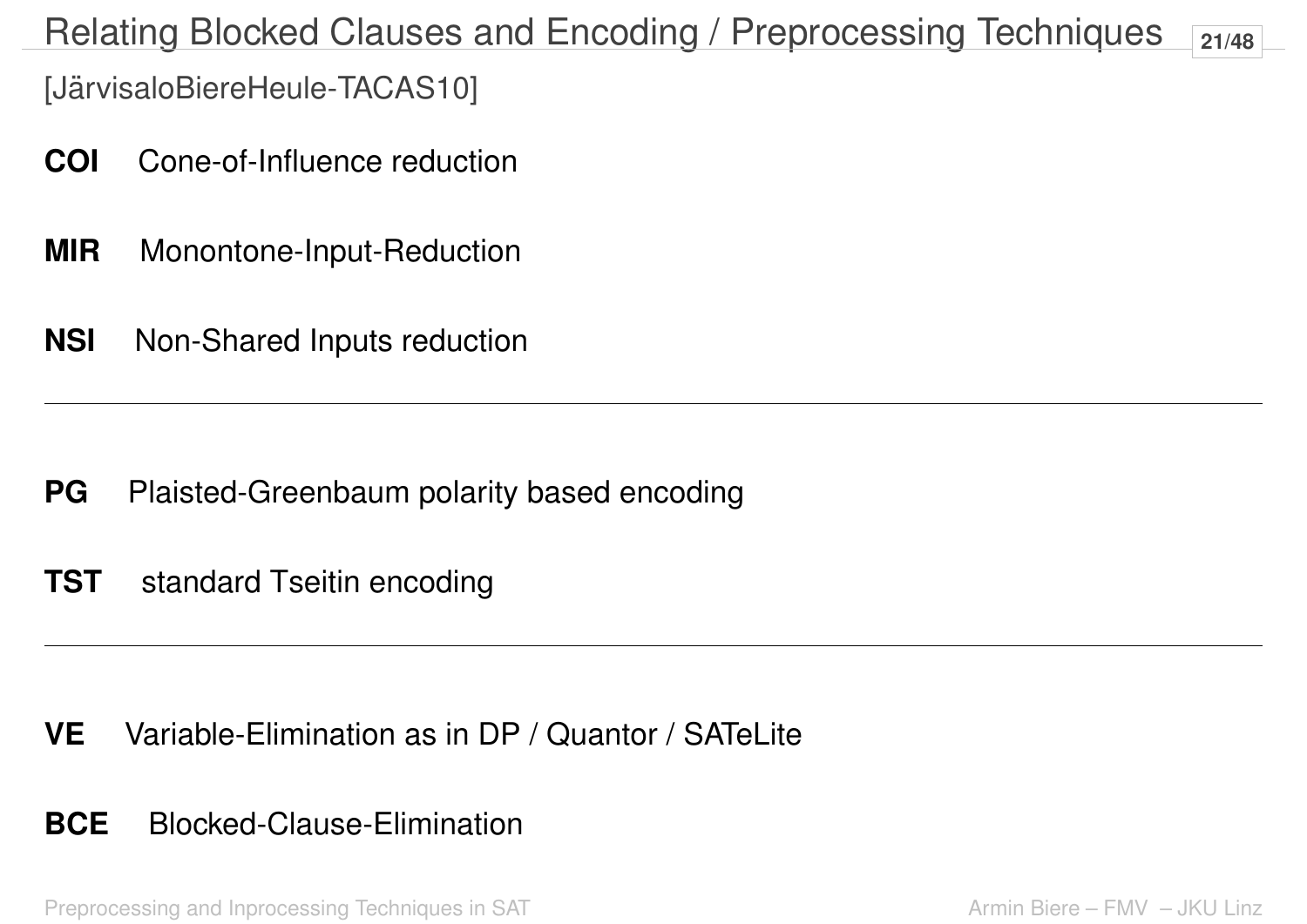# Relating Blocked Clauses and Encoding / Preprocessing Techniques

[JärvisaloBiereHeule-TACAS10]

**COI** Cone-of-Influence reduction

**MIR** Monontone-Input-Reduction

**NSI** Non-Shared Inputs reduction

---

**PG** Plaisted-Greenbaum polarity based encoding

**TST** standard Tseitin encoding

---

**VE** Variable-Elimination as in DP / Quantor / SATeLite

**BCE** Blocked-Clause-Elimination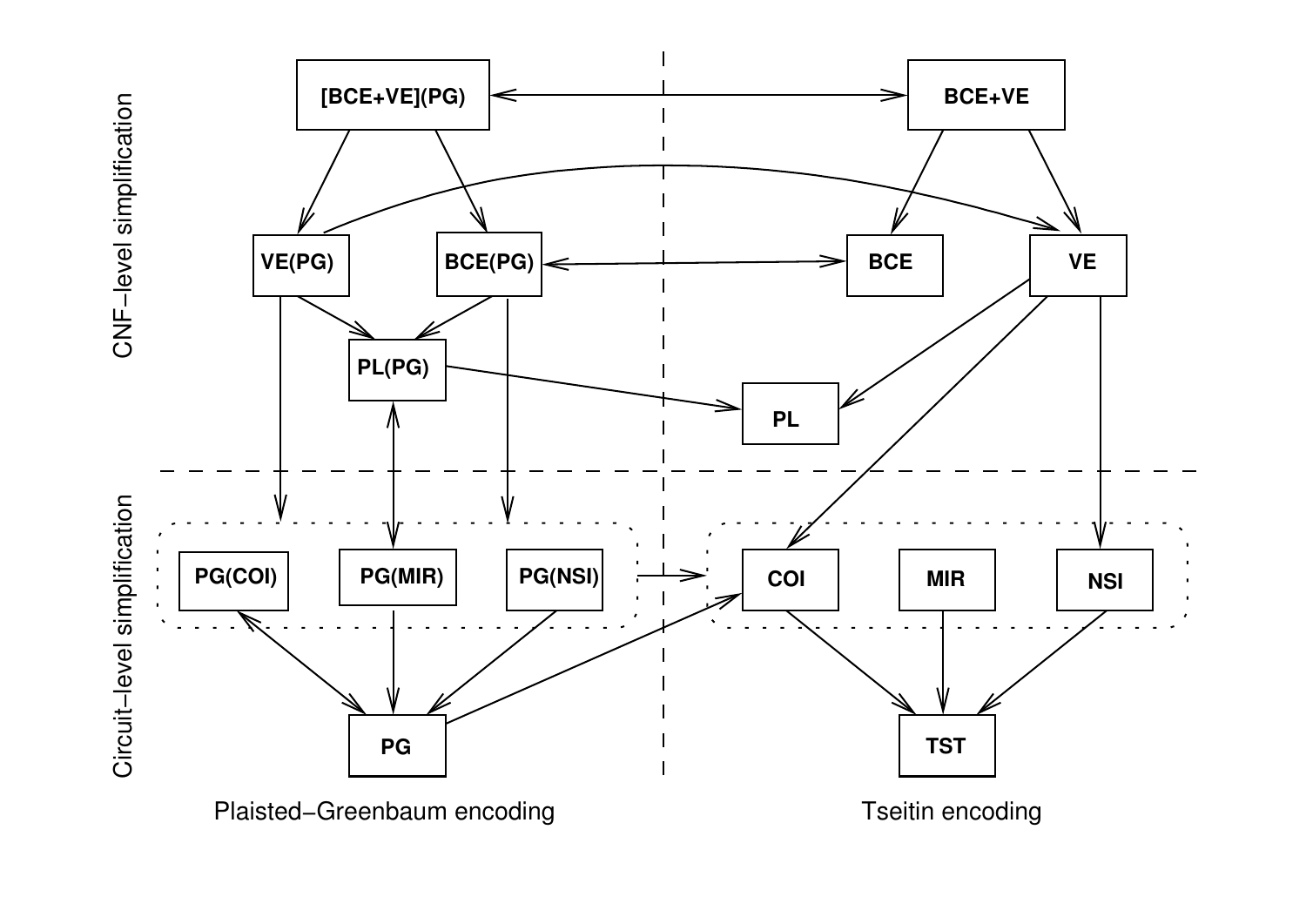CNF-level simplification

[BCE+VE](PG)

BCE+VE

VE(PG)

BCE(PG)

BCE

VE

PL(PG)

PL

Circuit-level simplification

PG(COI)

PG(MIR)

PG(NSI)

COI

MIR

NSI

PG

TST

Plaisted-Greenbaum encoding

Tseitin encoding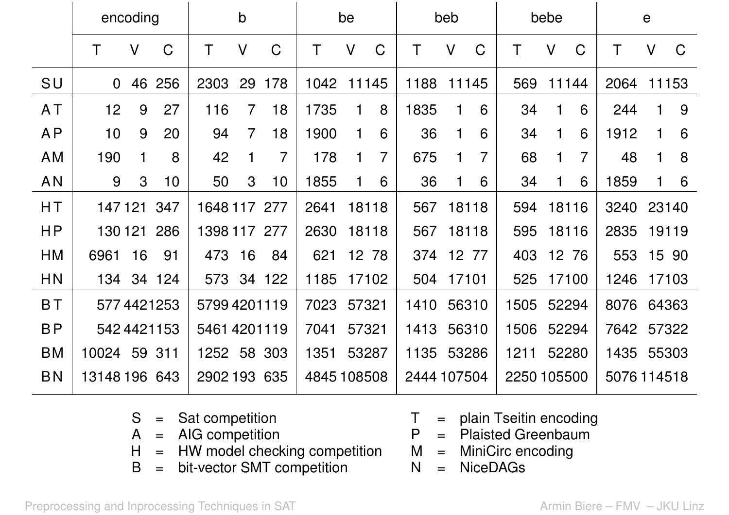| | encoding | | | b | | | be | | | beb | | | bebe | | | e | | |
|---|---|---|---|---|---|---|---|---|---|---|---|---|---|---|---|---|---|---|
| | T | V | C | T | V | C | T | V | C | T | V | C | T | V | C | T | V | C |
| SU | 0 | 46 | 256 | 2303 | 29 | 178 | 1042 | 11 | 145 | 1188 | 11 | 145 | 569 | 11 | 144 | 2064 | 11 | 153 |
| AT | 12 | 9 | 27 | 116 | 7 | 18 | 1735 | 1 | 8 | 1835 | 1 | 6 | 34 | 1 | 6 | 244 | 1 | 9 |
| AP | 10 | 9 | 20 | 94 | 7 | 18 | 1900 | 1 | 6 | 36 | 1 | 6 | 34 | 1 | 6 | 1912 | 1 | 6 |
| AM | 190 | 1 | 8 | 42 | 1 | 7 | 178 | 1 | 7 | 675 | 1 | 7 | 68 | 1 | 7 | 48 | 1 | 8 |
| AN | 9 | 3 | 10 | 50 | 3 | 10 | 1855 | 1 | 6 | 36 | 1 | 6 | 34 | 1 | 6 | 1859 | 1 | 6 |
| HT | 147 | 121 | 347 | 1648 | 117 | 277 | 2641 | 18 | 118 | 567 | 18 | 118 | 594 | 18 | 116 | 3240 | 23 | 140 |
| HP | 130 | 121 | 286 | 1398 | 117 | 277 | 2630 | 18 | 118 | 567 | 18 | 118 | 595 | 18 | 116 | 2835 | 19 | 119 |
| HM | 6961 | 16 | 91 | 473 | 16 | 84 | 621 | 12 | 78 | 374 | 12 | 77 | 403 | 12 | 76 | 553 | 15 | 90 |
| HN | 134 | 34 | 124 | 573 | 34 | 122 | 1185 | 17 | 102 | 504 | 17 | 101 | 525 | 17 | 100 | 1246 | 17 | 103 |
| BT | 577 | 442 | 1253 | 5799 | 420 | 1119 | 7023 | 57 | 321 | 1410 | 56 | 310 | 1505 | 52 | 294 | 8076 | 64 | 363 |
| BP | 542 | 442 | 1153 | 5461 | 420 | 1119 | 7041 | 57 | 321 | 1413 | 56 | 310 | 1506 | 52 | 294 | 7642 | 57 | 322 |
| BM | 10024 | 59 | 311 | 1252 | 58 | 303 | 1351 | 53 | 287 | 1135 | 53 | 286 | 1211 | 52 | 280 | 1435 | 55 | 303 |
| BN | 13148 | 196 | 643 | 2902 | 193 | 635 | 4845 | 108 | 508 | 2444 | 107 | 504 | 2250 | 105 | 500 | 5076 | 114 | 518 |

S = Sat competition
A = AIG competition
H = HW model checking competition
B = bit-vector SMT competition

T = plain Tseitin encoding
P = Plaisted Greenbaum
M = MiniCirc encoding
N = NiceDAGs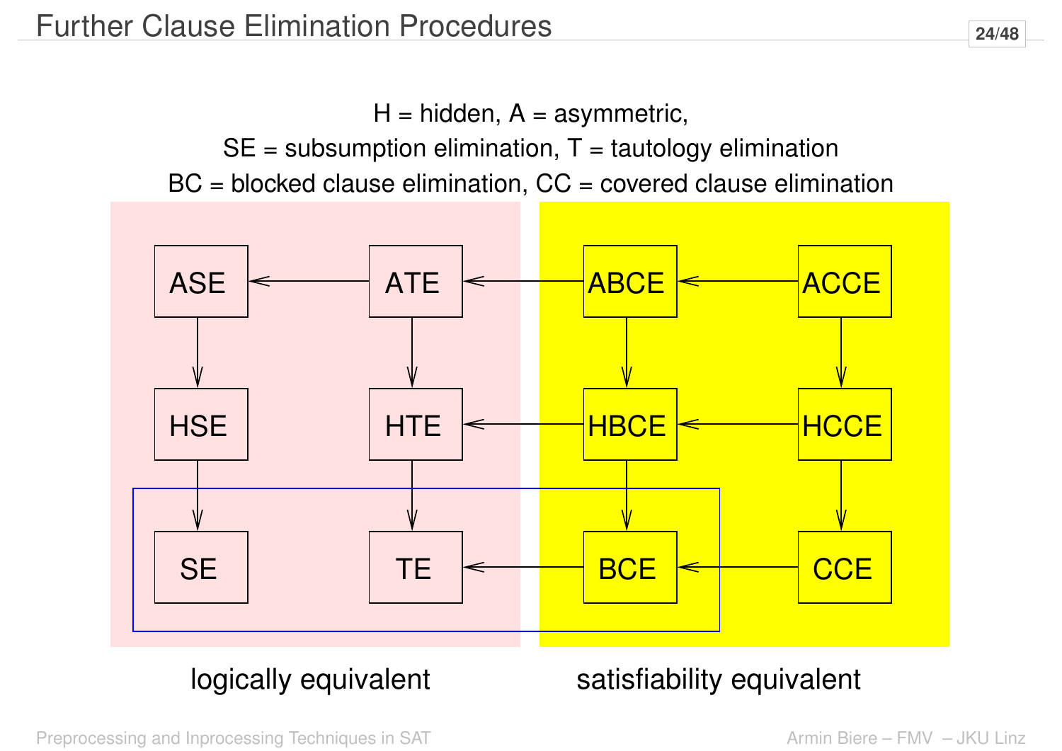# Further Clause Elimination Procedures

H = hidden, A = asymmetric,

SE = subsumption elimination, T = tautology elimination

BC = blocked clause elimination, CC = covered clause elimination

| logically equivalent | | satisfiability equivalent | |
|---|---|---|---|
| ASE | ATE | ABCE | ACCE |
| HSE | HTE | HBCE | HCCE |
| SE | TE | BCE | CCE |

Arrows:

- ATE → ASE
- ABCE → ATE
- ACCE → ABCE
- HBCE → HTE
- HCCE → HBCE
- BCE → TE
- CCE → BCE
- ASE → HSE
- HSE → SE
- ATE → HTE
- HTE → TE
- ABCE → HBCE
- HBCE → BCE
- ACCE → HCCE
- HCCE → CCE

SE, TE and BCE are grouped together in a highlighted box.

logically equivalent: ASE, ATE, HSE, HTE, SE, TE

satisfiability equivalent: ABCE, ACCE, HBCE, HCCE, BCE, CCE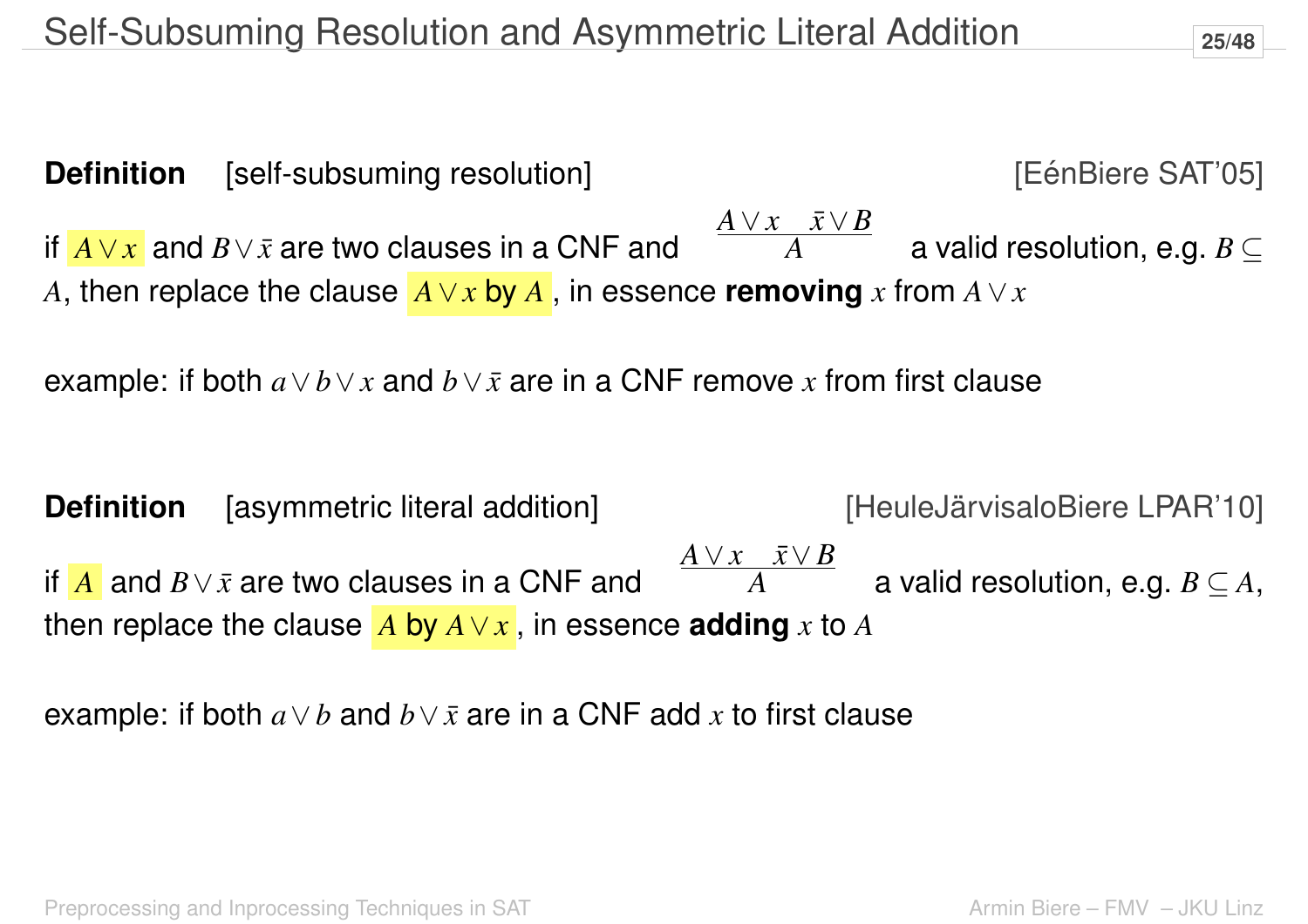# Self-Subsuming Resolution and Asymmetric Literal Addition

**Definition** [self-subsuming resolution] [EénBiere SAT'05]

if $A \vee x$ and $B \vee \bar{x}$ are two clauses in a CNF and $\dfrac{A \vee x \quad \bar{x} \vee B}{A}$ a valid resolution, e.g. $B \subseteq A$, then replace the clause $A \vee x$ by $A$, in essence **removing** $x$ from $A \vee x$

example: if both $a \vee b \vee x$ and $b \vee \bar{x}$ are in a CNF remove $x$ from first clause

**Definition** [asymmetric literal addition] [HeuleJärvisaloBiere LPAR'10]

if $A$ and $B \vee \bar{x}$ are two clauses in a CNF and $\dfrac{A \vee x \quad \bar{x} \vee B}{A}$ a valid resolution, e.g. $B \subseteq A$, then replace the clause $A$ by $A \vee x$, in essence **adding** $x$ to $A$

example: if both $a \vee b$ and $b \vee \bar{x}$ are in a CNF add $x$ to first clause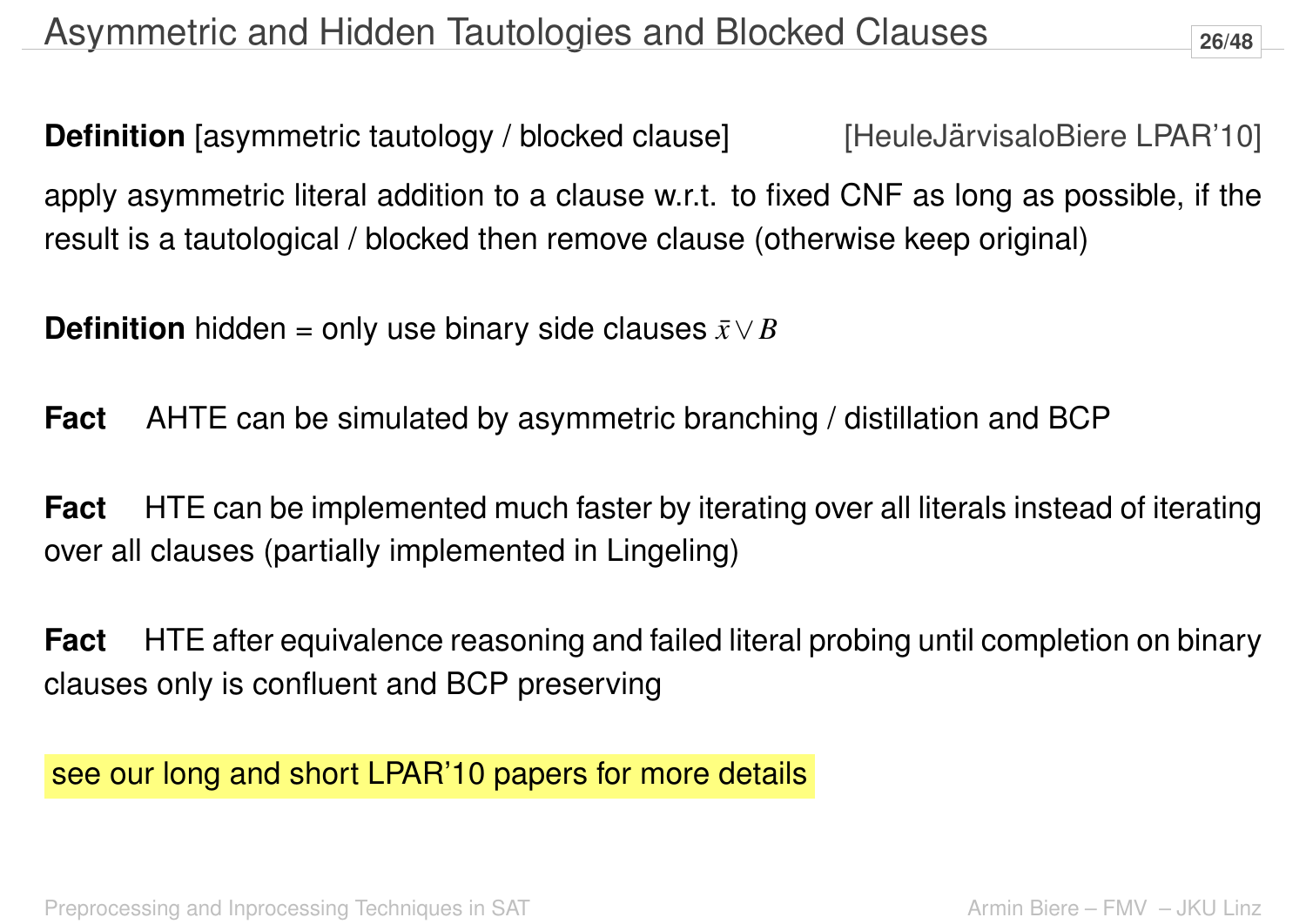# Asymmetric and Hidden Tautologies and Blocked Clauses

**Definition** [asymmetric tautology / blocked clause] [HeuleJärvisaloBiere LPAR'10]

apply asymmetric literal addition to a clause w.r.t. to fixed CNF as long as possible, if the result is a tautological / blocked then remove clause (otherwise keep original)

**Definition** hidden = only use binary side clauses $\bar{x} \vee B$

**Fact** AHTE can be simulated by asymmetric branching / distillation and BCP

**Fact** HTE can be implemented much faster by iterating over all literals instead of iterating over all clauses (partially implemented in Lingeling)

**Fact** HTE after equivalence reasoning and failed literal probing until completion on binary clauses only is confluent and BCP preserving

see our long and short LPAR'10 papers for more details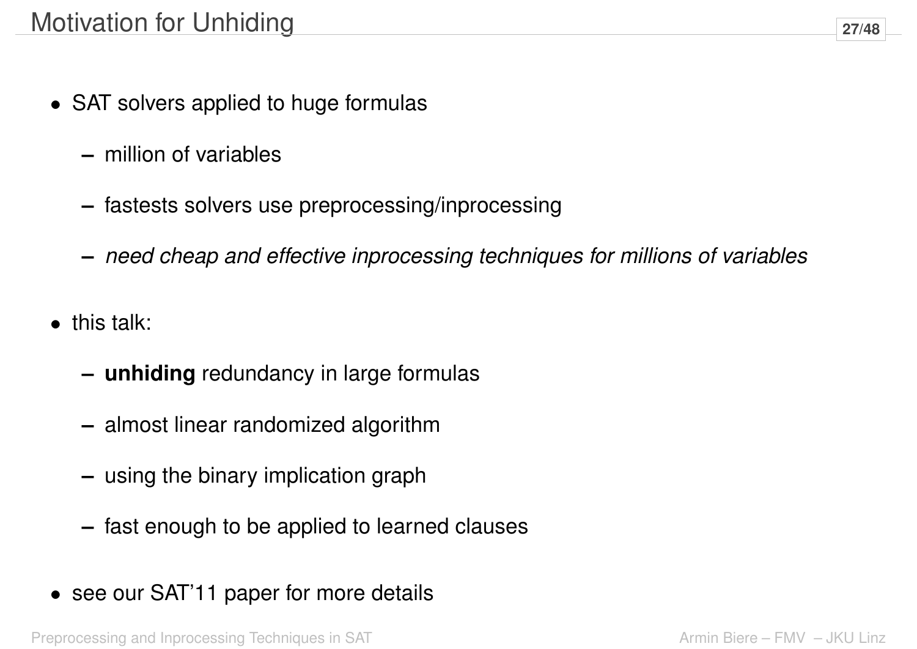# Motivation for Unhiding

- SAT solvers applied to huge formulas
  - million of variables
  - fastests solvers use preprocessing/inprocessing
  - *need cheap and effective inprocessing techniques for millions of variables*
- this talk:
  - **unhiding** redundancy in large formulas
  - almost linear randomized algorithm
  - using the binary implication graph
  - fast enough to be applied to learned clauses
- see our SAT'11 paper for more details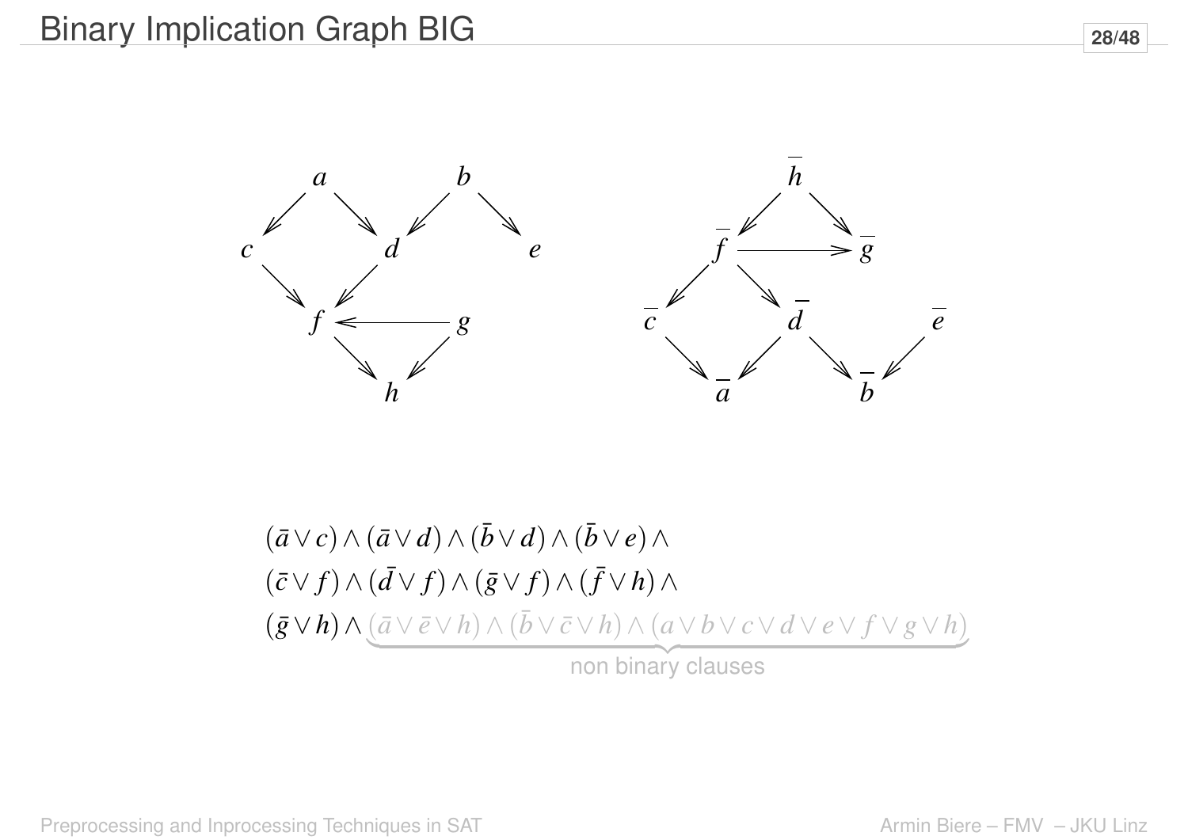# Binary Implication Graph BIG

$$(\bar{a} \vee c) \wedge (\bar{a} \vee d) \wedge (\bar{b} \vee d) \wedge (\bar{b} \vee e) \wedge$$
$$(\bar{c} \vee f) \wedge (\bar{d} \vee f) \wedge (\bar{g} \vee f) \wedge (\bar{f} \vee h) \wedge$$
$$(\bar{g} \vee h) \wedge \underbrace{(\bar{a} \vee \bar{e} \vee h) \wedge (\bar{b} \vee \bar{c} \vee h) \wedge (a \vee b \vee c \vee d \vee e \vee f \vee g \vee h)}_{\text{non binary clauses}}$$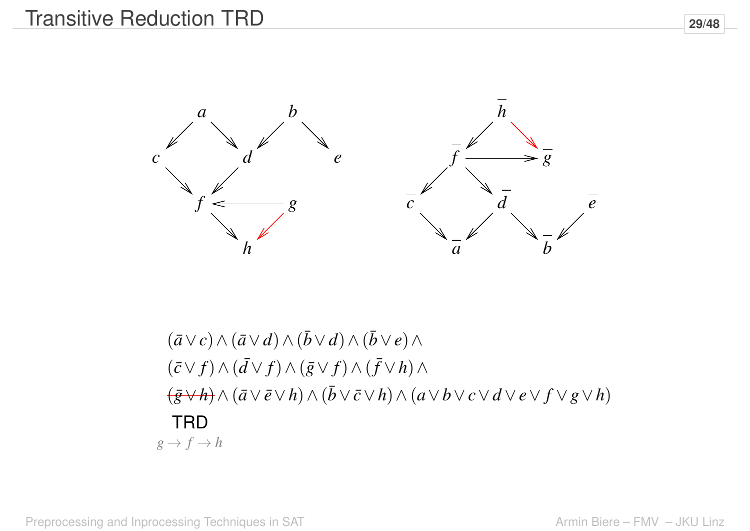# Transitive Reduction TRD

$$(\bar{a} \vee c) \wedge (\bar{a} \vee d) \wedge (\bar{b} \vee d) \wedge (\bar{b} \vee e) \wedge$$

$$(\bar{c} \vee f) \wedge (\bar{d} \vee f) \wedge (\bar{g} \vee f) \wedge (\bar{f} \vee h) \wedge$$

$$\cancel{(\bar{g} \vee h)} \wedge (\bar{a} \vee \bar{e} \vee h) \wedge (\bar{b} \vee \bar{c} \vee h) \wedge (a \vee b \vee c \vee d \vee e \vee f \vee g \vee h)$$

TRD

$g \rightarrow f \rightarrow h$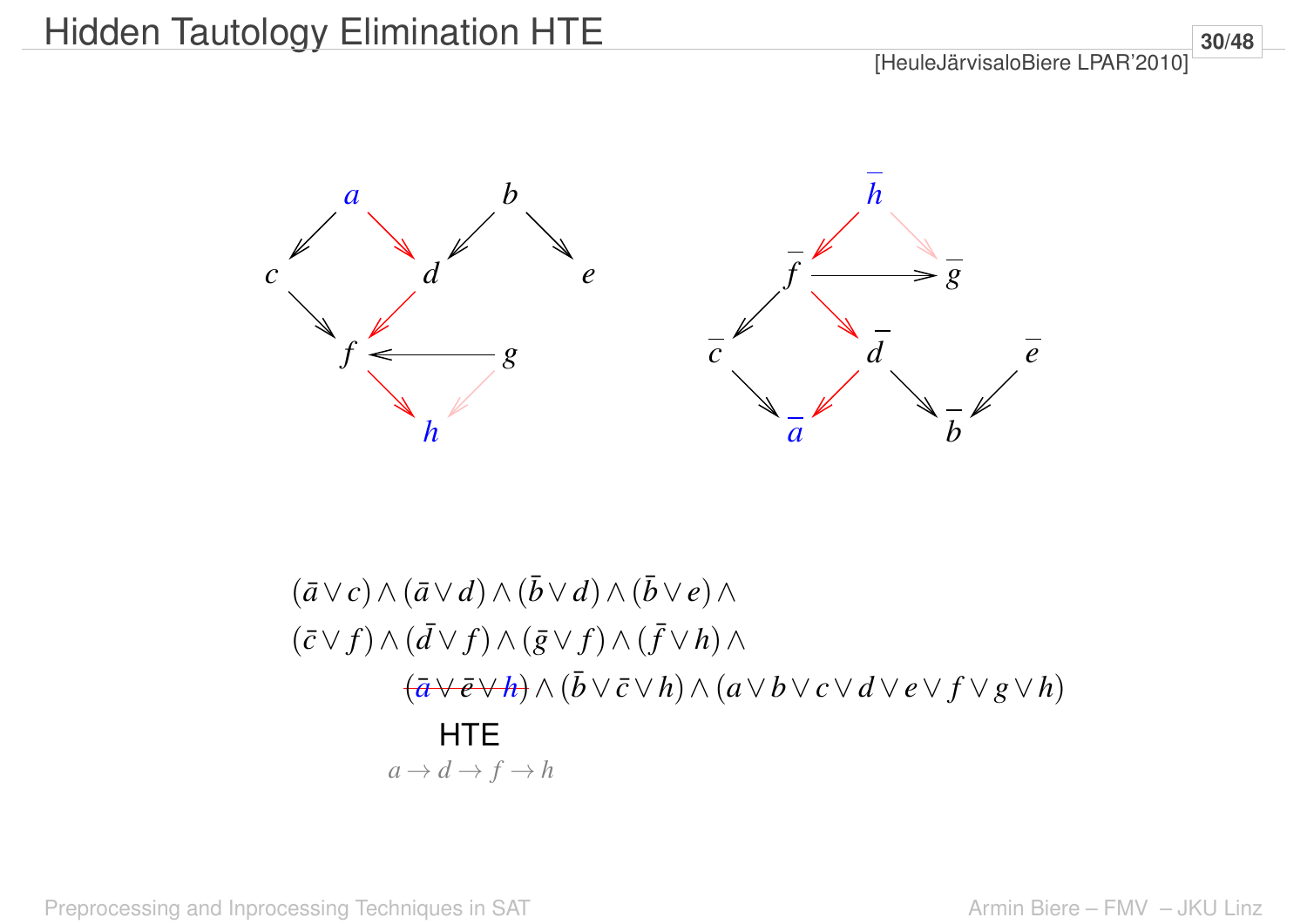# Hidden Tautology Elimination HTE

[HeuleJärvisaloBiere LPAR'2010]

$$(\bar{a} \vee c) \wedge (\bar{a} \vee d) \wedge (\bar{b} \vee d) \wedge (\bar{b} \vee e) \wedge$$
$$(\bar{c} \vee f) \wedge (\bar{d} \vee f) \wedge (\bar{g} \vee f) \wedge (\bar{f} \vee h) \wedge$$
$$\cancel{(\bar{a} \vee \bar{e} \vee h)} \wedge (\bar{b} \vee \bar{c} \vee h) \wedge (a \vee b \vee c \vee d \vee e \vee f \vee g \vee h)$$

HTE

$a \rightarrow d \rightarrow f \rightarrow h$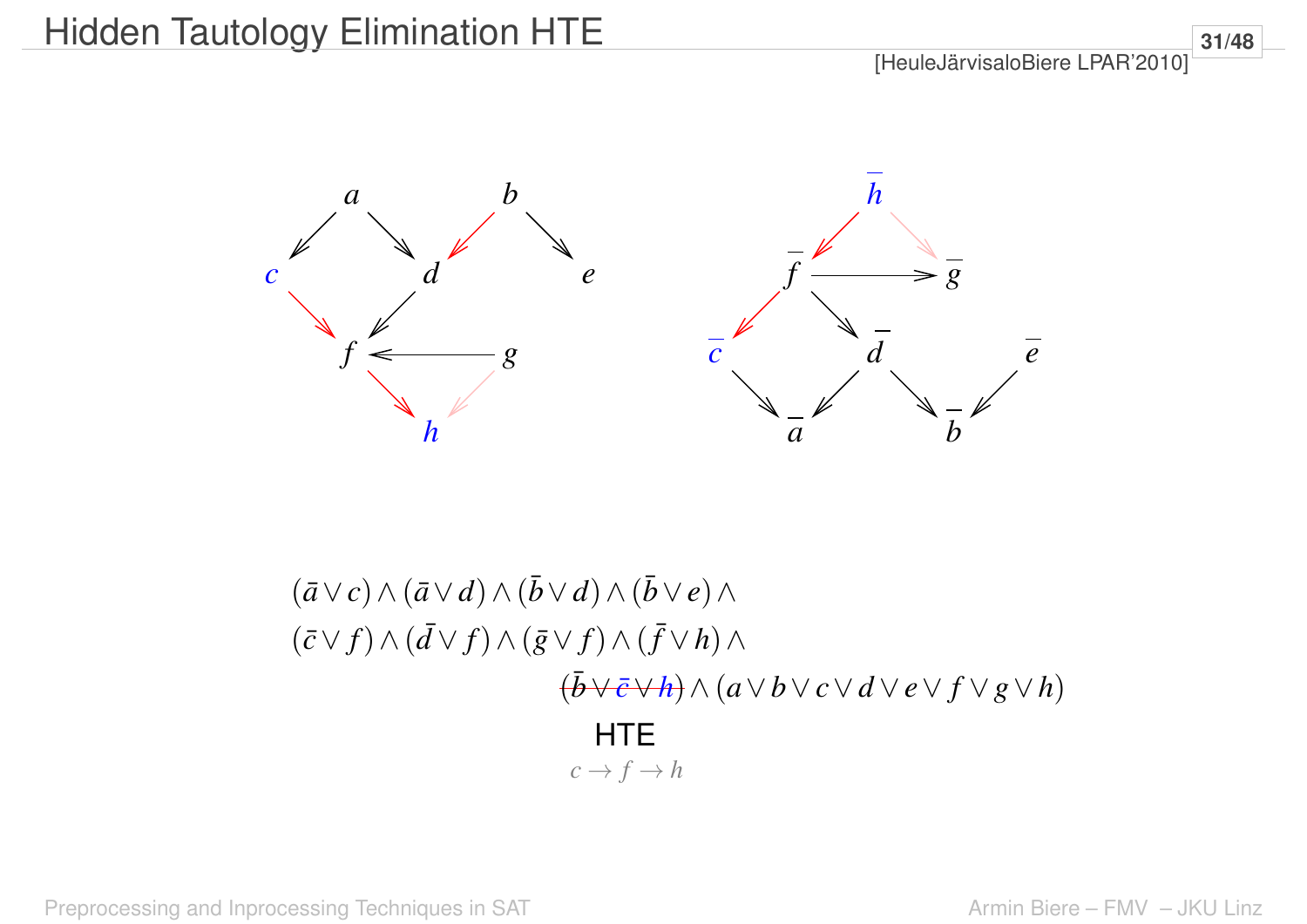# Hidden Tautology Elimination HTE

[HeuleJärvisaloBiere LPAR'2010]

$$(\bar{a} \vee c) \wedge (\bar{a} \vee d) \wedge (\bar{b} \vee d) \wedge (\bar{b} \vee e) \wedge$$

$$(\bar{c} \vee f) \wedge (\bar{d} \vee f) \wedge (\bar{g} \vee f) \wedge (\bar{f} \vee h) \wedge$$

$$\cancel{(\bar{b} \vee \bar{c} \vee h)} \wedge (a \vee b \vee c \vee d \vee e \vee f \vee g \vee h)$$

HTE

$c \rightarrow f \rightarrow h$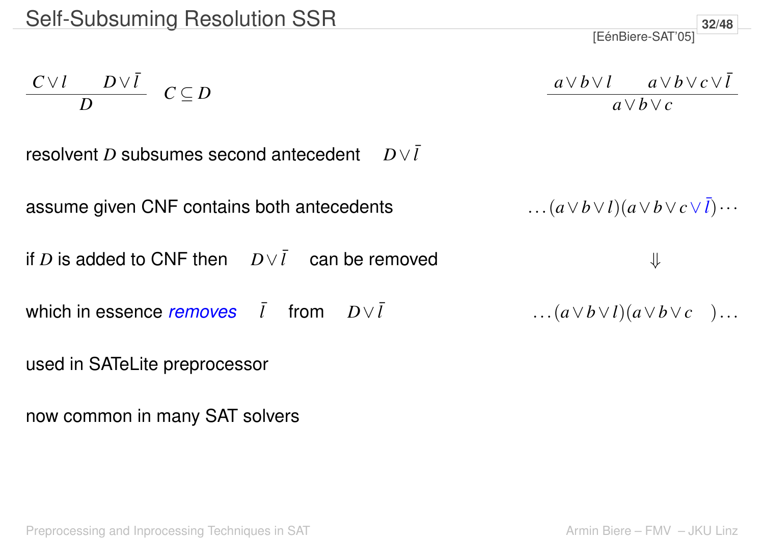# Self-Subsuming Resolution SSR

[EénBiere-SAT'05]

$$\frac{C \vee l \qquad D \vee \bar{l}}{D} \quad C \subseteq D$$

$$\frac{a \vee b \vee l \qquad a \vee b \vee c \vee \bar{l}}{a \vee b \vee c}$$

resolvent $D$ subsumes second antecedent $D \vee \bar{l}$

assume given CNF contains both antecedents $\quad \ldots (a \vee b \vee l)(a \vee b \vee c \vee \bar{l}) \cdots$

if $D$ is added to CNF then $D \vee \bar{l}$ can be removed $\quad \Downarrow$

which in essence *removes* $\bar{l}$ from $D \vee \bar{l}$ $\quad \ldots (a \vee b \vee l)(a \vee b \vee c \quad) \ldots$

used in SATeLite preprocessor

now common in many SAT solvers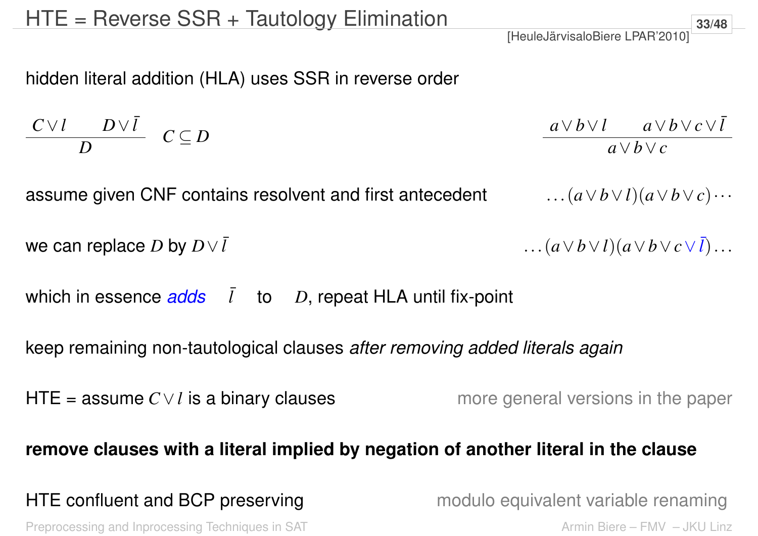# HTE = Reverse SSR + Tautology Elimination

[HeuleJärvisaloBiere LPAR'2010]

hidden literal addition (HLA) uses SSR in reverse order

$$\frac{C \vee l \qquad D \vee \bar{l}}{D} \quad C \subseteq D \qquad\qquad \frac{a \vee b \vee l \qquad a \vee b \vee c \vee \bar{l}}{a \vee b \vee c}$$

assume given CNF contains resolvent and first antecedent $\quad \ldots(a \vee b \vee l)(a \vee b \vee c)\cdots$

we can replace $D$ by $D \vee \bar{l}$ $\quad \ldots(a \vee b \vee l)(a \vee b \vee c \vee \bar{l})\ldots$

which in essence *adds* $\bar{l}$ to $D$, repeat HLA until fix-point

keep remaining non-tautological clauses *after removing added literals again*

HTE = assume $C \vee l$ is a binary clauses — more general versions in the paper

**remove clauses with a literal implied by negation of another literal in the clause**

HTE confluent and BCP preserving — modulo equivalent variable renaming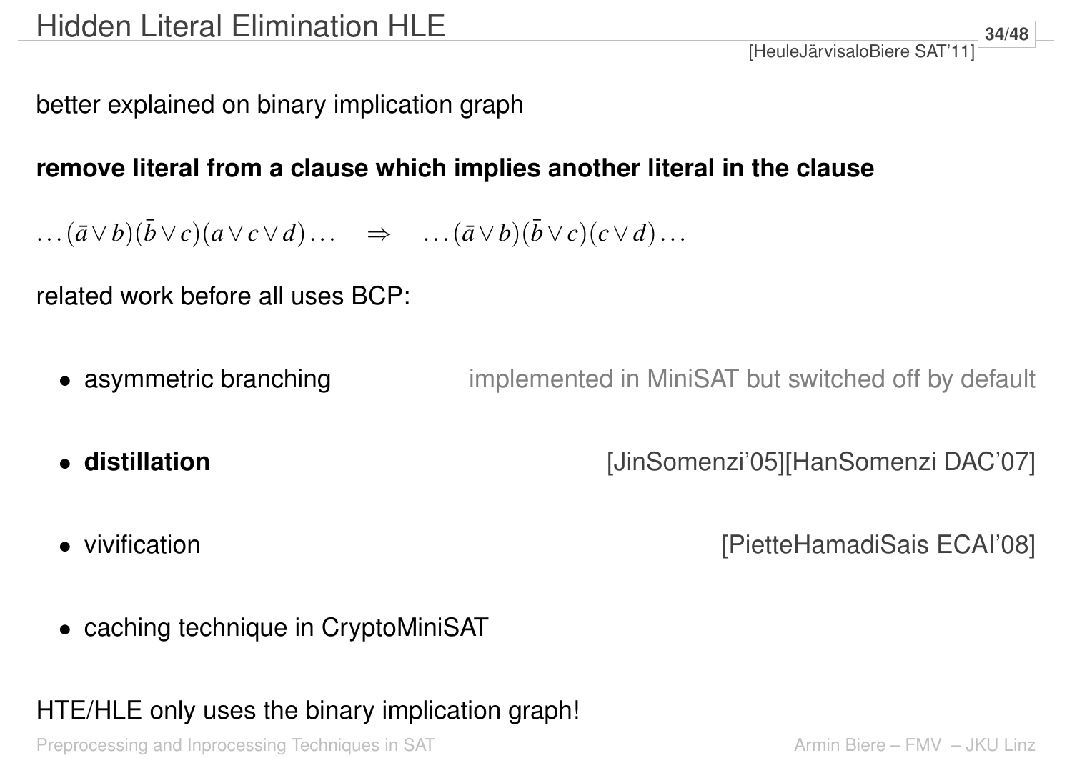# Hidden Literal Elimination HLE

[HeuleJärvisaloBiere SAT'11]

better explained on binary implication graph

**remove literal from a clause which implies another literal in the clause**

$$\ldots(\bar{a} \vee b)(\bar{b} \vee c)(a \vee c \vee d)\ldots \quad \Rightarrow \quad \ldots(\bar{a} \vee b)(\bar{b} \vee c)(c \vee d)\ldots$$

related work before all uses BCP:

- asymmetric branching — implemented in MiniSAT but switched off by default
- **distillation** — [JinSomenzi'05][HanSomenzi DAC'07]
- vivification — [PietteHamadiSais ECAI'08]
- caching technique in CryptoMiniSAT

HTE/HLE only uses the binary implication graph!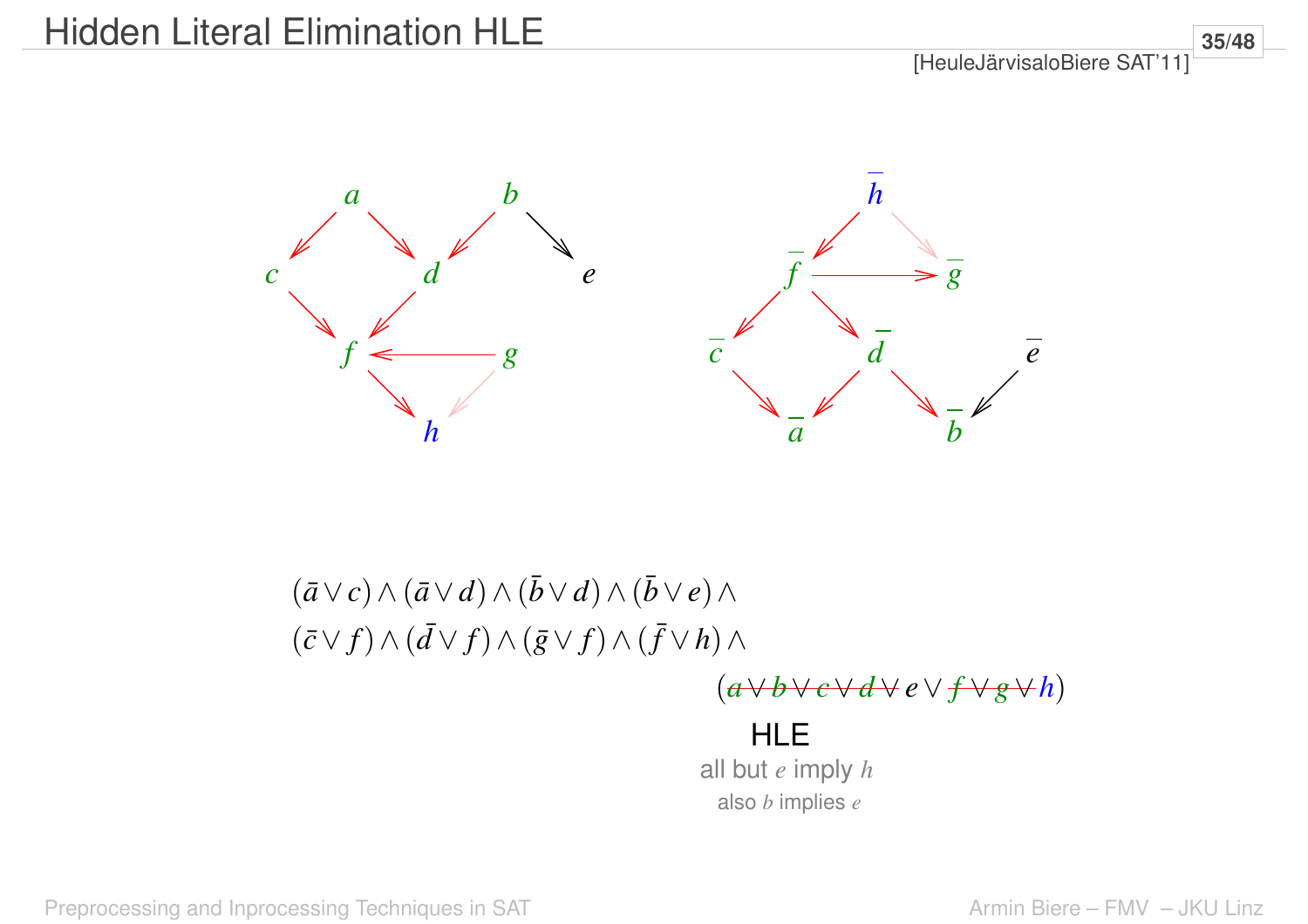# Hidden Literal Elimination HLE

[HeuleJärvisaloBiere SAT'11]

$$(\bar{a} \vee c) \wedge (\bar{a} \vee d) \wedge (\bar{b} \vee d) \wedge (\bar{b} \vee e) \wedge$$

$$(\bar{c} \vee f) \wedge (\bar{d} \vee f) \wedge (\bar{g} \vee f) \wedge (\bar{f} \vee h) \wedge$$

$$(\cancel{a \vee b \vee c \vee d \vee} e \vee \cancel{f \vee g \vee} h)$$

HLE

all but $e$ imply $h$

also $b$ implies $e$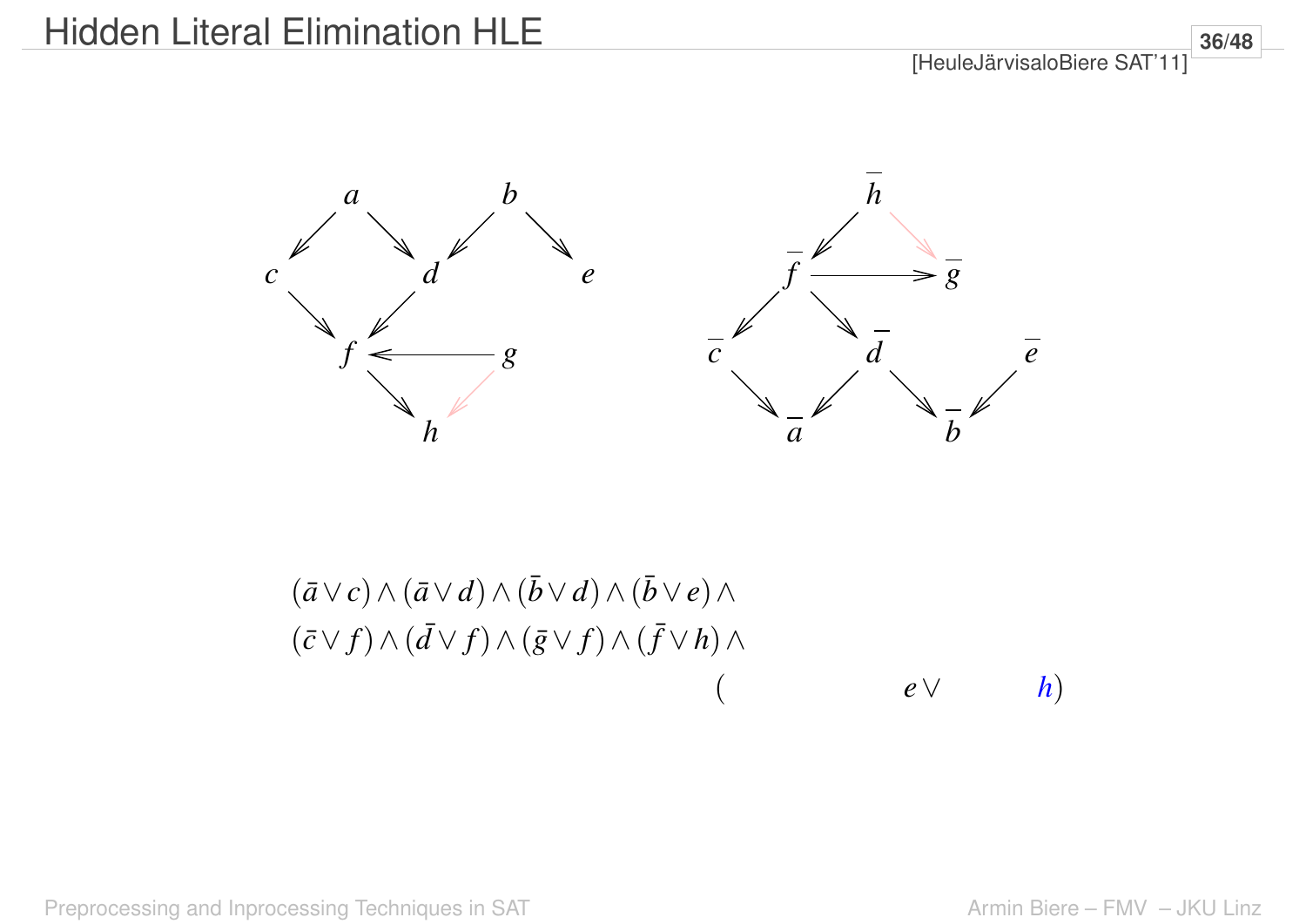# Hidden Literal Elimination HLE

[HeuleJärvisaloBiere SAT'11]

$$(\bar{a} \vee c) \wedge (\bar{a} \vee d) \wedge (\bar{b} \vee d) \wedge (\bar{b} \vee e) \wedge$$
$$(\bar{c} \vee f) \wedge (\bar{d} \vee f) \wedge (\bar{g} \vee f) \wedge (\bar{f} \vee h) \wedge$$
$$(e \vee h)$$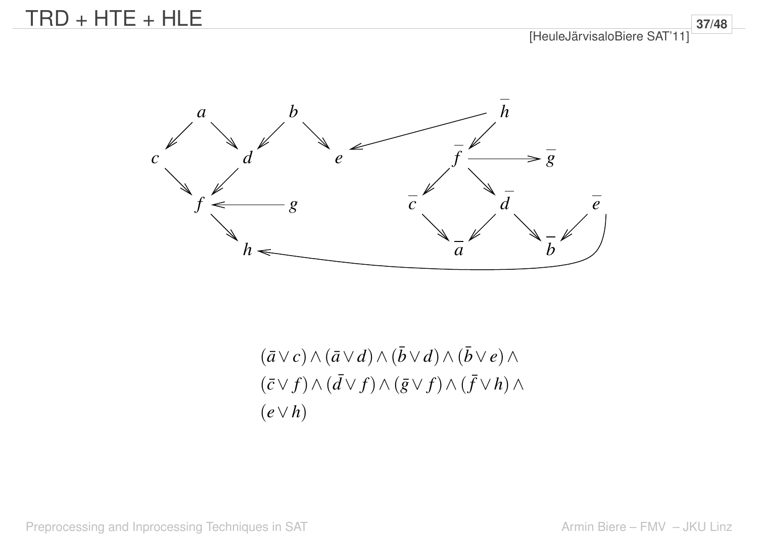# TRD + HTE + HLE

[HeuleJärvisaloBiere SAT'11]

$$(\bar{a} \vee c) \wedge (\bar{a} \vee d) \wedge (\bar{b} \vee d) \wedge (\bar{b} \vee e) \wedge$$
$$(\bar{c} \vee f) \wedge (\bar{d} \vee f) \wedge (\bar{g} \vee f) \wedge (\bar{f} \vee h) \wedge$$
$$(e \vee h)$$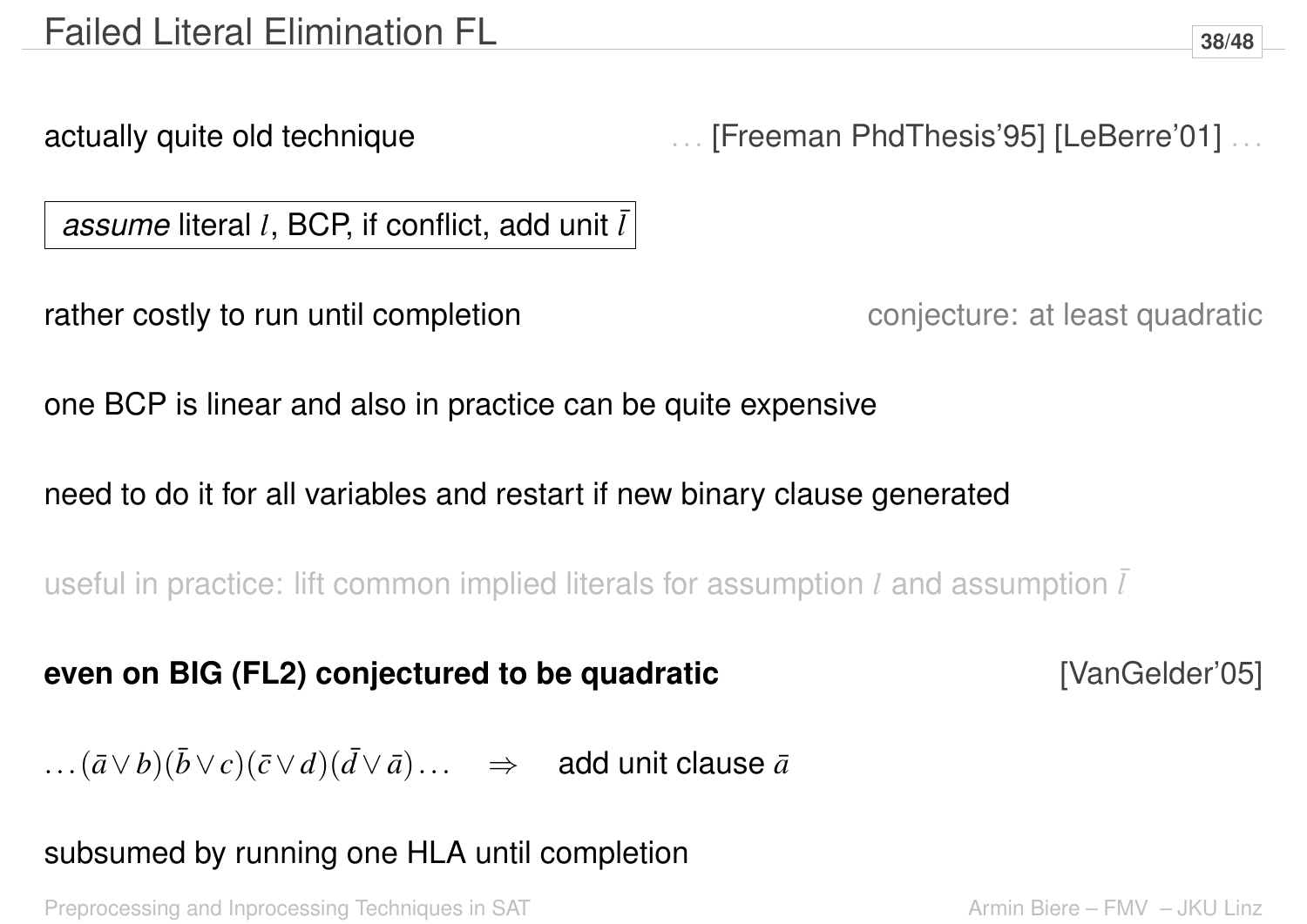# Failed Literal Elimination FL

actually quite old technique ... [Freeman PhdThesis'95] [LeBerre'01] ...

*assume* literal $l$, BCP, if conflict, add unit $\bar{l}$

rather costly to run until completion conjecture: at least quadratic

one BCP is linear and also in practice can be quite expensive

need to do it for all variables and restart if new binary clause generated

useful in practice: lift common implied literals for assumption $l$ and assumption $\bar{l}$

**even on BIG (FL2) conjectured to be quadratic** [VanGelder'05]

$\ldots(\bar{a} \vee b)(\bar{b} \vee c)(\bar{c} \vee d)(\bar{d} \vee \bar{a})\ldots \quad \Rightarrow$ add unit clause $\bar{a}$

subsumed by running one HLA until completion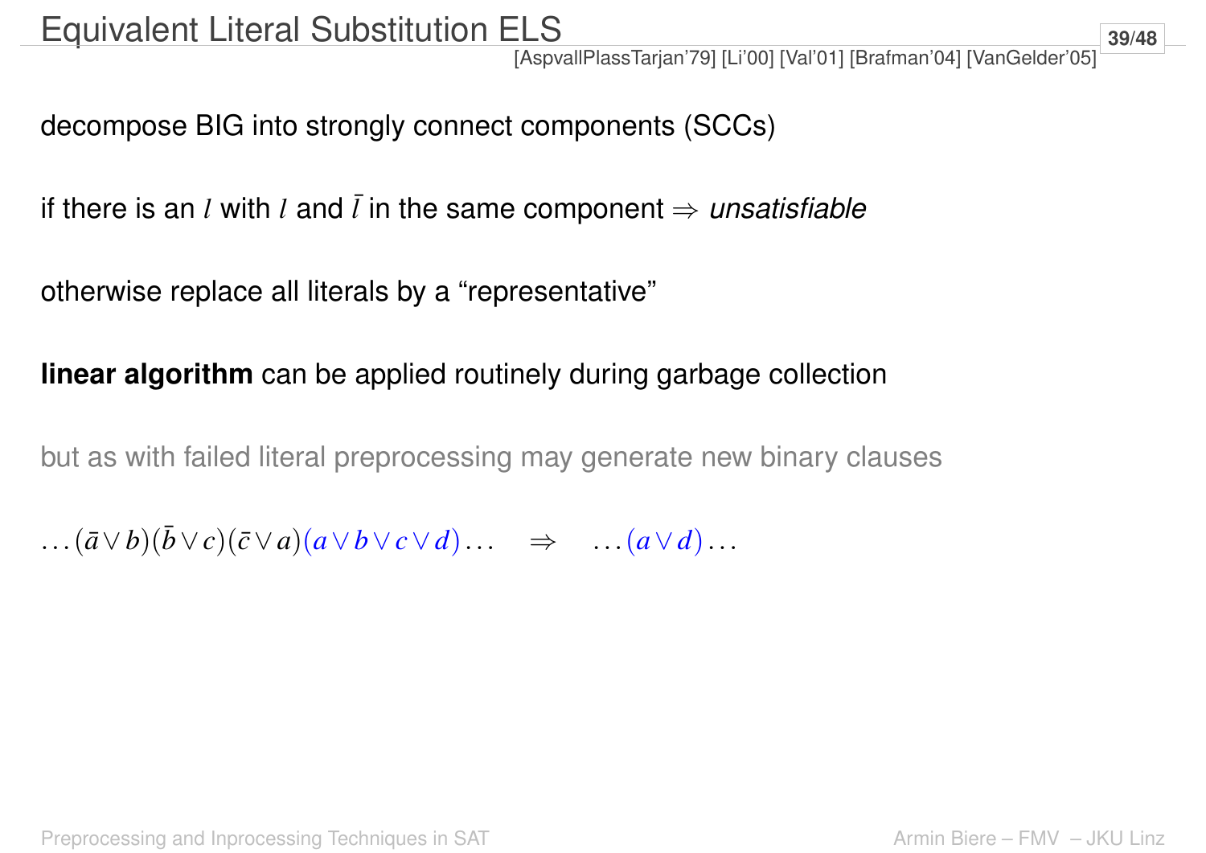# Equivalent Literal Substitution ELS

[AspvallPlassTarjan'79] [Li'00] [Val'01] [Brafman'04] [VanGelder'05]

decompose BIG into strongly connect components (SCCs)

if there is an $l$ with $l$ and $\bar{l}$ in the same component $\Rightarrow$ *unsatisfiable*

otherwise replace all literals by a "representative"

**linear algorithm** can be applied routinely during garbage collection

but as with failed literal preprocessing may generate new binary clauses

$$\ldots(\bar{a} \vee b)(\bar{b} \vee c)(\bar{c} \vee a)(a \vee b \vee c \vee d)\ldots \quad \Rightarrow \quad \ldots(a \vee d)\ldots$$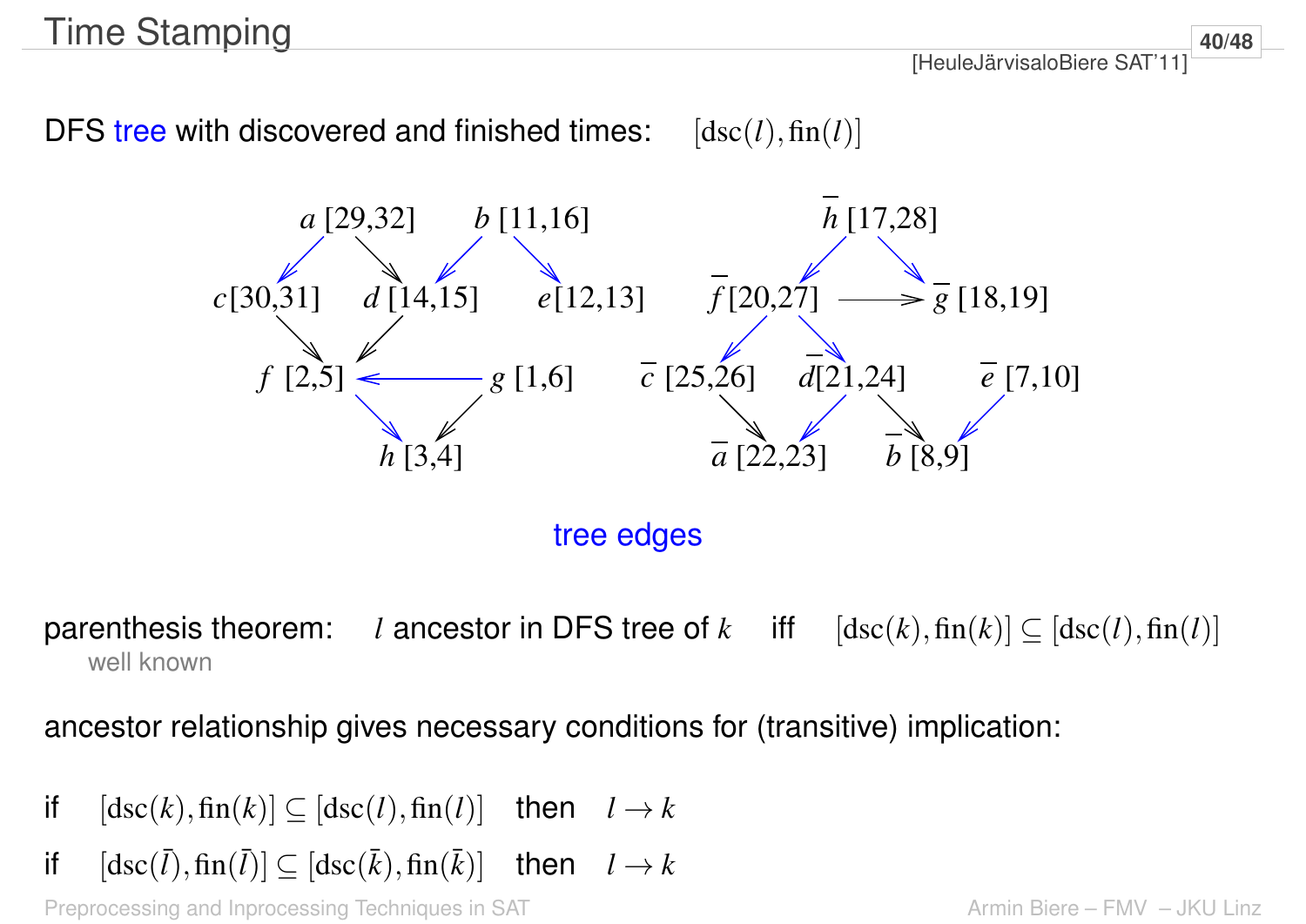# Time Stamping

[HeuleJärvisaloBiere SAT'11]

DFS tree with discovered and finished times: $[\mathrm{dsc}(l), \mathrm{fin}(l)]$

$a$ [29,32] $b$ [11,16] $\bar{h}$ [17,28]

$c$[30,31] $d$ [14,15] $e$[12,13] $\bar{f}$[20,27] $\bar{g}$ [18,19]

$f$ [2,5] $g$ [1,6] $\bar{c}$ [25,26] $\bar{d}$[21,24] $\bar{e}$ [7,10]

$h$ [3,4] $\bar{a}$ [22,23] $\bar{b}$ [8,9]

tree edges

parenthesis theorem: $l$ ancestor in DFS tree of $k$ iff $[\mathrm{dsc}(k), \mathrm{fin}(k)] \subseteq [\mathrm{dsc}(l), \mathrm{fin}(l)]$
well known

ancestor relationship gives necessary conditions for (transitive) implication:

if $[\mathrm{dsc}(k), \mathrm{fin}(k)] \subseteq [\mathrm{dsc}(l), \mathrm{fin}(l)]$ then $l \rightarrow k$

if $[\mathrm{dsc}(\bar{l}), \mathrm{fin}(\bar{l})] \subseteq [\mathrm{dsc}(\bar{k}), \mathrm{fin}(\bar{k})]$ then $l \rightarrow k$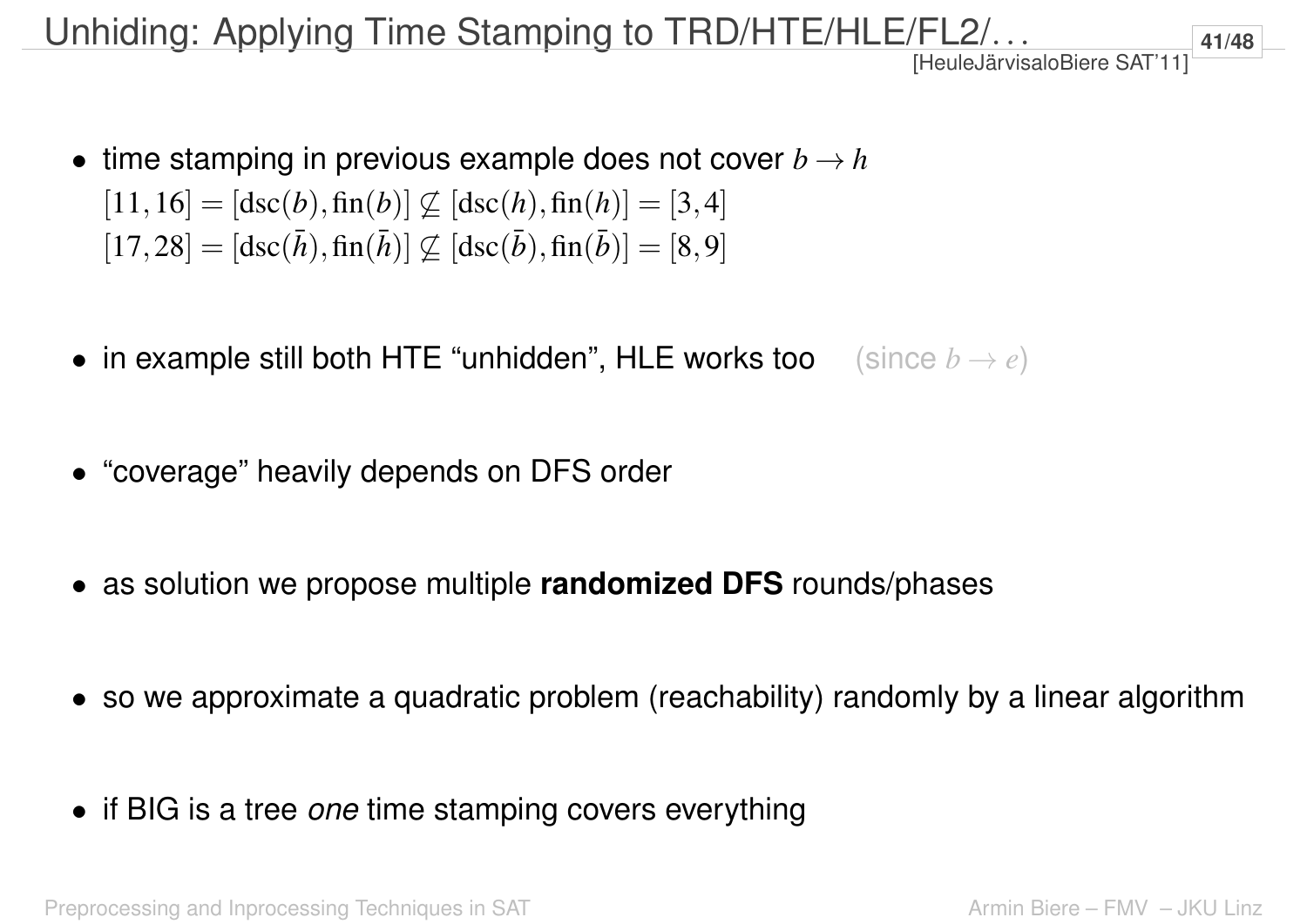# Unhiding: Applying Time Stamping to TRD/HTE/HLE/FL2/...

[HeuleJärvisaloBiere SAT'11]

- time stamping in previous example does not cover $b \rightarrow h$
  $[11,16] = [\mathrm{dsc}(b), \mathrm{fin}(b)] \not\subseteq [\mathrm{dsc}(h), \mathrm{fin}(h)] = [3,4]$
  $[17,28] = [\mathrm{dsc}(\bar{h}), \mathrm{fin}(\bar{h})] \not\subseteq [\mathrm{dsc}(\bar{b}), \mathrm{fin}(\bar{b})] = [8,9]$

- in example still both HTE "unhidden", HLE works too (since $b \rightarrow e$)

- "coverage" heavily depends on DFS order

- as solution we propose multiple **randomized DFS** rounds/phases

- so we approximate a quadratic problem (reachability) randomly by a linear algorithm

- if BIG is a tree *one* time stamping covers everything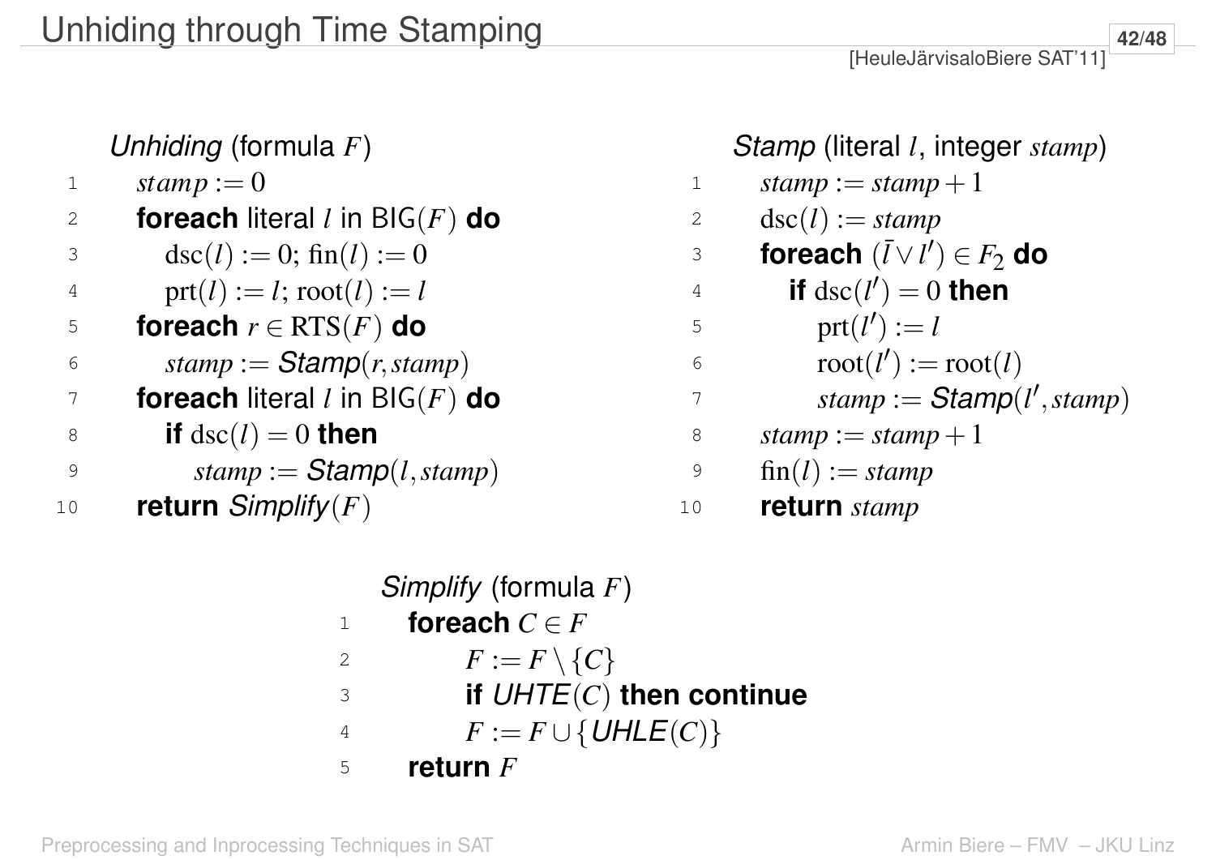# Unhiding through Time Stamping

[HeuleJärvisaloBiere SAT'11]

*Unhiding* (formula $F$)

```
1   stamp := 0
2   foreach literal l in BIG(F) do
3       dsc(l) := 0; fin(l) := 0
4       prt(l) := l; root(l) := l
5   foreach r ∈ RTS(F) do
6       stamp := Stamp(r, stamp)
7   foreach literal l in BIG(F) do
8       if dsc(l) = 0 then
9           stamp := Stamp(l, stamp)
10  return Simplify(F)
```

*Stamp* (literal $l$, integer $stamp$)

```
1   stamp := stamp + 1
2   dsc(l) := stamp
3   foreach (l̄ ∨ l′) ∈ F₂ do
4       if dsc(l′) = 0 then
5           prt(l′) := l
6           root(l′) := root(l)
7           stamp := Stamp(l′, stamp)
8   stamp := stamp + 1
9   fin(l) := stamp
10  return stamp
```

*Simplify* (formula $F$)

```
1   foreach C ∈ F
2       F := F \ {C}
3       if UHTE(C) then continue
4       F := F ∪ {UHLE(C)}
5   return F
```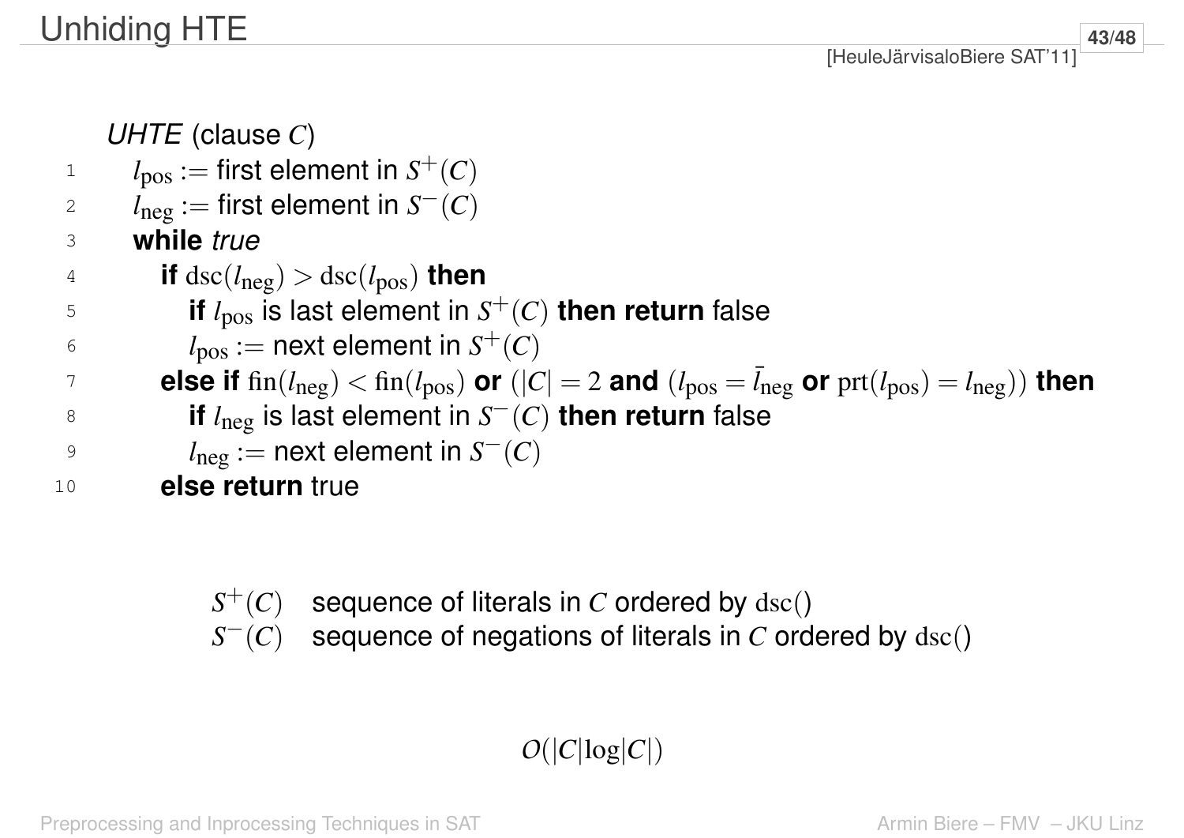# Unhiding HTE

[HeuleJärvisaloBiere SAT'11]

*UHTE* (clause $C$)

1. $l_{\text{pos}} :=$ first element in $S^+(C)$
2. $l_{\text{neg}} :=$ first element in $S^-(C)$
3. **while** *true*
4. **if** $\text{dsc}(l_{\text{neg}}) > \text{dsc}(l_{\text{pos}})$ **then**
5. **if** $l_{\text{pos}}$ is last element in $S^+(C)$ **then return** false
6. $l_{\text{pos}} :=$ next element in $S^+(C)$
7. **else if** $\text{fin}(l_{\text{neg}}) < \text{fin}(l_{\text{pos}})$ **or** $(|C| = 2$ **and** $(l_{\text{pos}} = \bar{l}_{\text{neg}}$ **or** $\text{prt}(l_{\text{pos}}) = l_{\text{neg}}))$ **then**
8. **if** $l_{\text{neg}}$ is last element in $S^-(C)$ **then return** false
9. $l_{\text{neg}} :=$ next element in $S^-(C)$
10. **else return** true

$S^+(C)$ sequence of literals in $C$ ordered by $\text{dsc}()$

$S^-(C)$ sequence of negations of literals in $C$ ordered by $\text{dsc}()$

$$O(|C| \log |C|)$$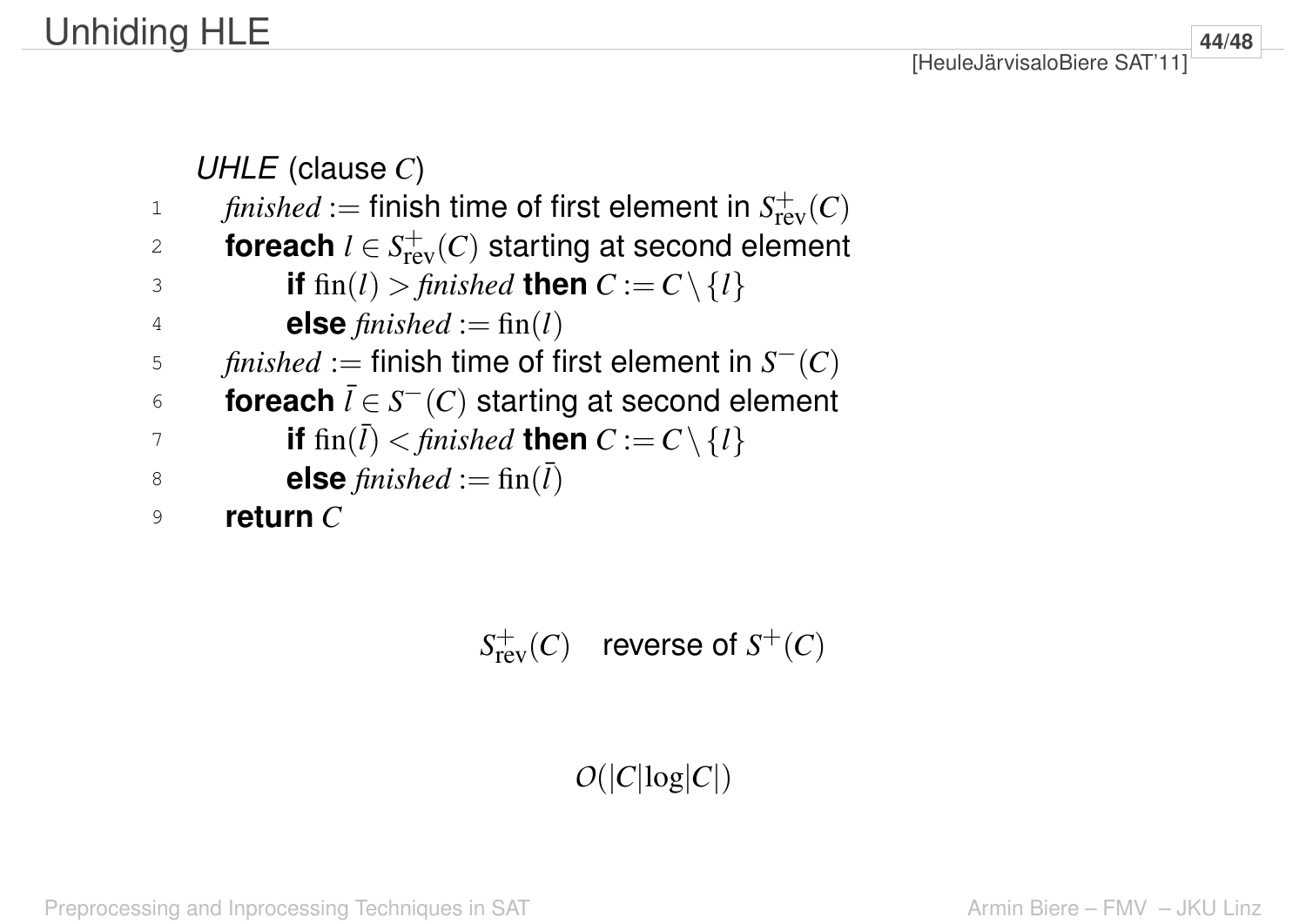# Unhiding HLE

[HeuleJärvisaloBiere SAT'11]

*UHLE* (clause $C$)

```
1    finished := finish time of first element in S+rev(C)
2    foreach l ∈ S+rev(C) starting at second element
3        if fin(l) > finished then C := C \ {l}
4        else finished := fin(l)
5    finished := finish time of first element in S−(C)
6    foreach l̄ ∈ S−(C) starting at second element
7        if fin(l̄) < finished then C := C \ {l}
8        else finished := fin(l̄)
9    return C
```

$S^+_{\text{rev}}(C)$ reverse of $S^+(C)$

$O(|C| \log |C|)$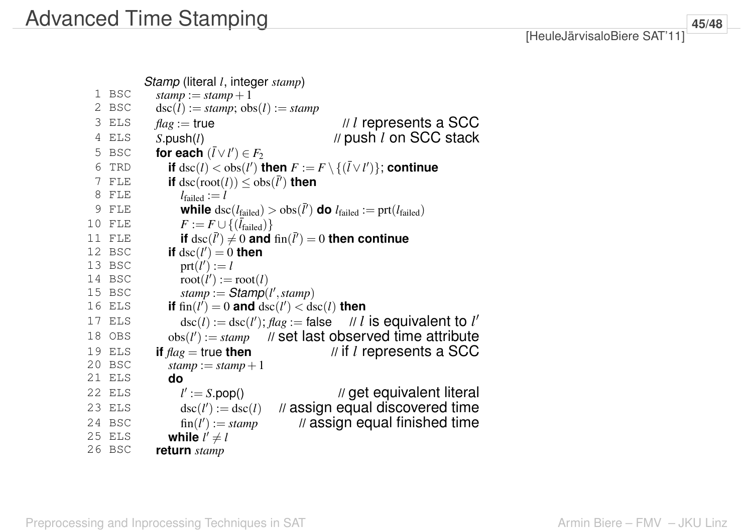# Advanced Time Stamping

[HeuleJärvisaloBiere SAT'11]

*Stamp* (literal $l$, integer *stamp*)

| | | |
|---|---|---|
| 1 | BSC | $stamp := stamp + 1$ |
| 2 | BSC | $\text{dsc}(l) := stamp$; $\text{obs}(l) := stamp$ |
| 3 | ELS | $flag :=$ true // $l$ represents a SCC |
| 4 | ELS | $S$.push($l$) // push $l$ on SCC stack |
| 5 | BSC | **for each** $(\bar{l} \vee l') \in F_2$ |
| 6 | TRD | &nbsp;&nbsp;**if** $\text{dsc}(l) < \text{obs}(l')$ **then** $F := F \setminus \{(\bar{l} \vee l')\}$; **continue** |
| 7 | FLE | &nbsp;&nbsp;**if** $\text{dsc}(\text{root}(l)) \leq \text{obs}(\bar{l}')$ **then** |
| 8 | FLE | &nbsp;&nbsp;&nbsp;&nbsp;$l_{\text{failed}} := l$ |
| 9 | FLE | &nbsp;&nbsp;&nbsp;&nbsp;**while** $\text{dsc}(l_{\text{failed}}) > \text{obs}(\bar{l}')$ **do** $l_{\text{failed}} := \text{prt}(l_{\text{failed}})$ |
| 10 | FLE | &nbsp;&nbsp;&nbsp;&nbsp;$F := F \cup \{(\bar{l}_{\text{failed}})\}$ |
| 11 | FLE | &nbsp;&nbsp;&nbsp;&nbsp;**if** $\text{dsc}(\bar{l}') \neq 0$ **and** $\text{fin}(\bar{l}') = 0$ **then continue** |
| 12 | BSC | &nbsp;&nbsp;**if** $\text{dsc}(l') = 0$ **then** |
| 13 | BSC | &nbsp;&nbsp;&nbsp;&nbsp;$\text{prt}(l') := l$ |
| 14 | BSC | &nbsp;&nbsp;&nbsp;&nbsp;$\text{root}(l') := \text{root}(l)$ |
| 15 | BSC | &nbsp;&nbsp;&nbsp;&nbsp;$stamp :=$ *Stamp*$(l', stamp)$ |
| 16 | ELS | &nbsp;&nbsp;**if** $\text{fin}(l') = 0$ **and** $\text{dsc}(l') < \text{dsc}(l)$ **then** |
| 17 | ELS | &nbsp;&nbsp;&nbsp;&nbsp;$\text{dsc}(l) := \text{dsc}(l')$; $flag :=$ false // $l$ is equivalent to $l'$ |
| 18 | OBS | &nbsp;&nbsp;$\text{obs}(l') := stamp$ // set last observed time attribute |
| 19 | ELS | **if** $flag =$ true **then** // if $l$ represents a SCC |
| 20 | BSC | &nbsp;&nbsp;$stamp := stamp + 1$ |
| 21 | ELS | &nbsp;&nbsp;**do** |
| 22 | ELS | &nbsp;&nbsp;&nbsp;&nbsp;$l' := S$.pop() // get equivalent literal |
| 23 | ELS | &nbsp;&nbsp;&nbsp;&nbsp;$\text{dsc}(l') := \text{dsc}(l)$ // assign equal discovered time |
| 24 | BSC | &nbsp;&nbsp;&nbsp;&nbsp;$\text{fin}(l') := stamp$ // assign equal finished time |
| 25 | ELS | &nbsp;&nbsp;**while** $l' \neq l$ |
| 26 | BSC | **return** *stamp* |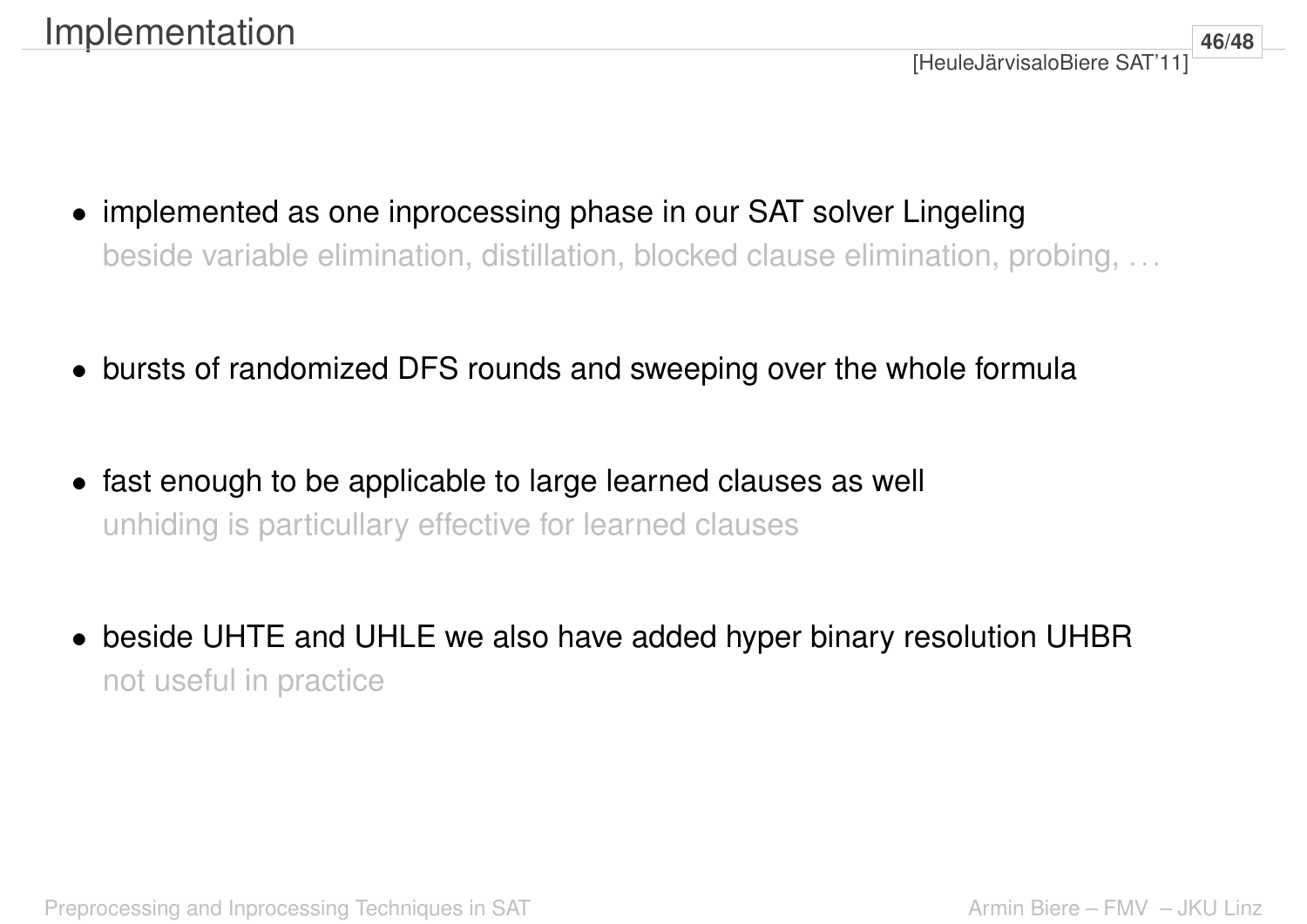# Implementation

[HeuleJärvisaloBiere SAT'11]

- implemented as one inprocessing phase in our SAT solver Lingeling
  beside variable elimination, distillation, blocked clause elimination, probing, ...

- bursts of randomized DFS rounds and sweeping over the whole formula

- fast enough to be applicable to large learned clauses as well
  unhiding is particullary effective for learned clauses

- beside UHTE and UHLE we also have added hyper binary resolution UHBR
  not useful in practice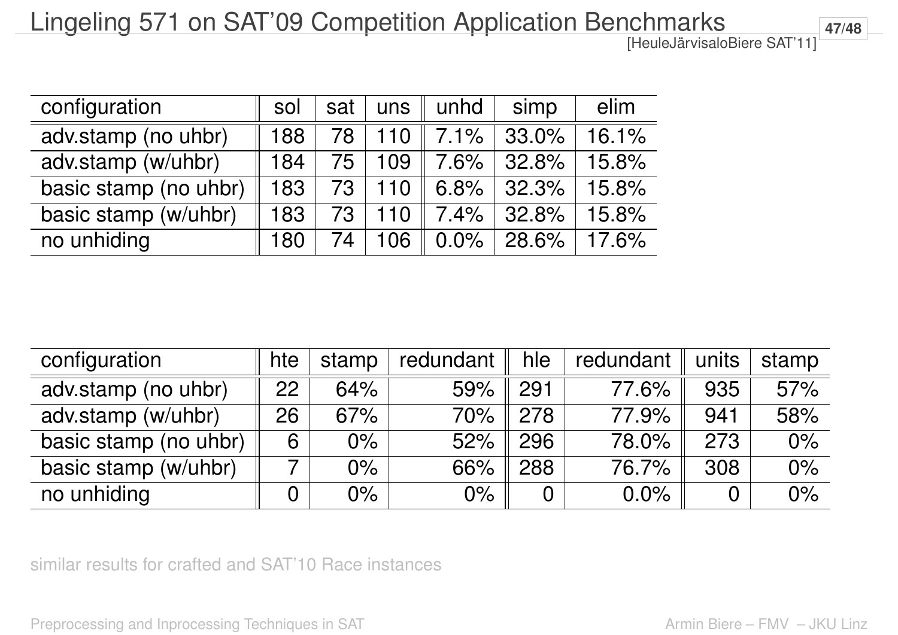# Lingeling 571 on SAT'09 Competition Application Benchmarks

[HeuleJärvisaloBiere SAT'11]

| configuration | sol | sat | uns | unhd | simp | elim |
|---|---|---|---|---|---|---|
| adv.stamp (no uhbr) | 188 | 78 | 110 | 7.1% | 33.0% | 16.1% |
| adv.stamp (w/uhbr) | 184 | 75 | 109 | 7.6% | 32.8% | 15.8% |
| basic stamp (no uhbr) | 183 | 73 | 110 | 6.8% | 32.3% | 15.8% |
| basic stamp (w/uhbr) | 183 | 73 | 110 | 7.4% | 32.8% | 15.8% |
| no unhiding | 180 | 74 | 106 | 0.0% | 28.6% | 17.6% |

| configuration | hte | stamp | redundant | hle | redundant | units | stamp |
|---|---|---|---|---|---|---|---|
| adv.stamp (no uhbr) | 22 | 64% | 59% | 291 | 77.6% | 935 | 57% |
| adv.stamp (w/uhbr) | 26 | 67% | 70% | 278 | 77.9% | 941 | 58% |
| basic stamp (no uhbr) | 6 | 0% | 52% | 296 | 78.0% | 273 | 0% |
| basic stamp (w/uhbr) | 7 | 0% | 66% | 288 | 76.7% | 308 | 0% |
| no unhiding | 0 | 0% | 0% | 0 | 0.0% | 0 | 0% |

similar results for crafted and SAT'10 Race instances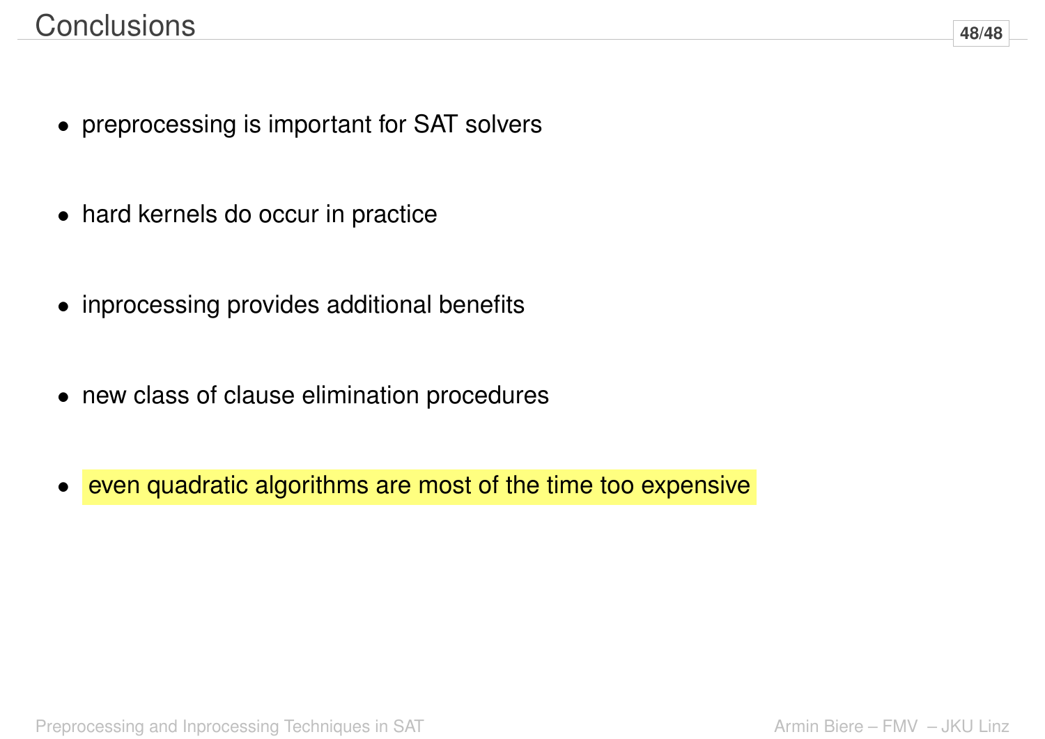# Conclusions

- preprocessing is important for SAT solvers
- hard kernels do occur in practice
- inprocessing provides additional benefits
- new class of clause elimination procedures
- even quadratic algorithms are most of the time too expensive